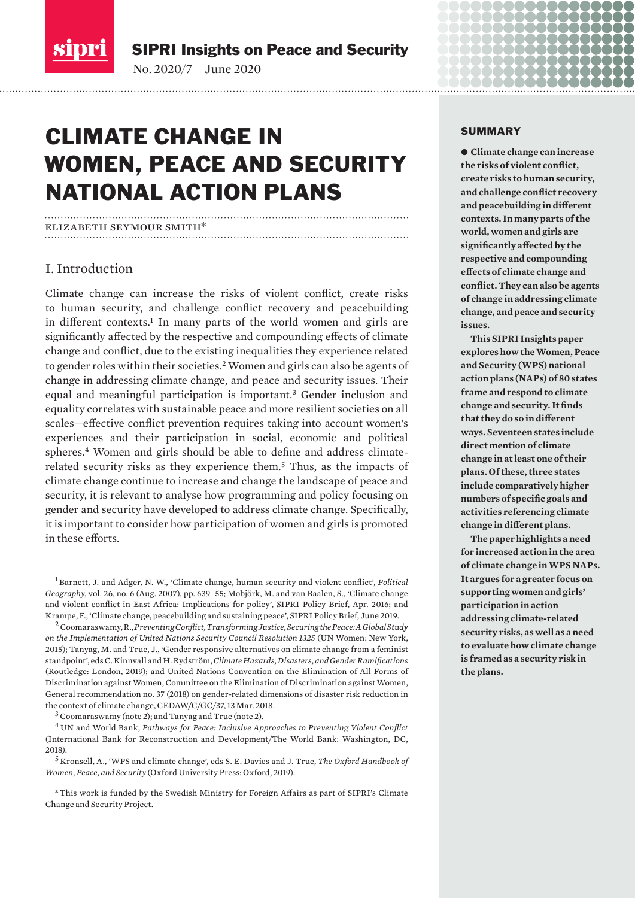SIPRI Insights on Peace and Security

No. 2020/7 June 2020

# CLIMATE CHANGE IN WOMEN, PEACE AND SECURITY NATIONAL ACTION PLANS

ELIZABETH SEYMOUR SMITH*

## SUMMARY

**● Climate change can increase the risks of violent conflict, create risks to human security, and challenge conflict recovery and peacebuilding in different contexts. In many parts of the world, women and girls are significantly affected by the respective and compounding effects of climate change and conflict. They can also be agents of change in addressing climate change, and peace and security issues.**

**This SIPRI Insights paper explores how the Women, Peace and Security (WPS) national action plans (NAPs) of 80 states frame and respond to climate change and security. It finds that they do so in different ways. Seventeen states include direct mention of climate change in at least one of their plans. Of these, three states include comparatively higher numbers of specific goals and activities referencing climate change in different plans.**

**The paper highlights a need for increased action in the area of climate change in WPS NAPs. It argues for a greater focus on supporting women and girls' participation in action addressing climate-related security risks, as well as a need to evaluate how climate change is framed as a security risk in the plans.**

## I. Introduction

Climate change can increase the risks of violent conflict, create risks to human security, and challenge conflict recovery and peacebuilding in different contexts.[1] In many parts of the world women and girls are significantly affected by the respective and compounding effects of climate change and conflict, due to the existing inequalities they experience related to gender roles within their societies.[2] Women and girls can also be agents of change in addressing climate change, and peace and security issues. Their equal and meaningful participation is important.[3] Gender inclusion and equality correlates with sustainable peace and more resilient societies on all scales—effective conflict prevention requires taking into account women's experiences and their participation in social, economic and political spheres.[4] Women and girls should be able to define and address climate-related security risks as they experience them.[5] Thus, as the impacts of climate change continue to increase and change the landscape of peace and security, it is relevant to analyse how programming and policy focusing on gender and security have developed to address climate change. Specifically, it is important to consider how participation of women and girls is promoted in these efforts.

[1] Barnett, J. and Adger, N. W., 'Climate change, human security and violent conflict', *Political Geography*, vol. 26, no. 6 (Aug. 2007), pp. 639–55; Mobjörk, M. and van Baalen, S., 'Climate change and violent conflict in East Africa: Implications for policy', SIPRI Policy Brief, Apr. 2016; and Krampe, F., 'Climate change, peacebuilding and sustaining peace', SIPRI Policy Brief, June 2019.

[2] Coomaraswamy, R., *Preventing Conflict, Transforming Justice, Securing the Peace: A Global Study on the Implementation of United Nations Security Council Resolution 1325* (UN Women: New York, 2015); Tanyag, M. and True, J., 'Gender responsive alternatives on climate change from a feminist standpoint', eds C. Kinnvall and H. Rydström, *Climate Hazards, Disasters, and Gender Ramifications* (Routledge: London, 2019); and United Nations Convention on the Elimination of All Forms of Discrimination against Women, Committee on the Elimination of Discrimination against Women, General recommendation no. 37 (2018) on gender-related dimensions of disaster risk reduction in the context of climate change, CEDAW/C/GC/37, 13 Mar. 2018.

[3] Coomaraswamy (note 2); and Tanyag and True (note 2).

[4] UN and World Bank, *Pathways for Peace: Inclusive Approaches to Preventing Violent Conflict* (International Bank for Reconstruction and Development/The World Bank: Washington, DC, 2018).

[5] Kronsell, A., 'WPS and climate change', eds S. E. Davies and J. True, *The Oxford Handbook of Women, Peace, and Security* (Oxford University Press: Oxford, 2019).

* This work is funded by the Swedish Ministry for Foreign Affairs as part of SIPRI's Climate Change and Security Project.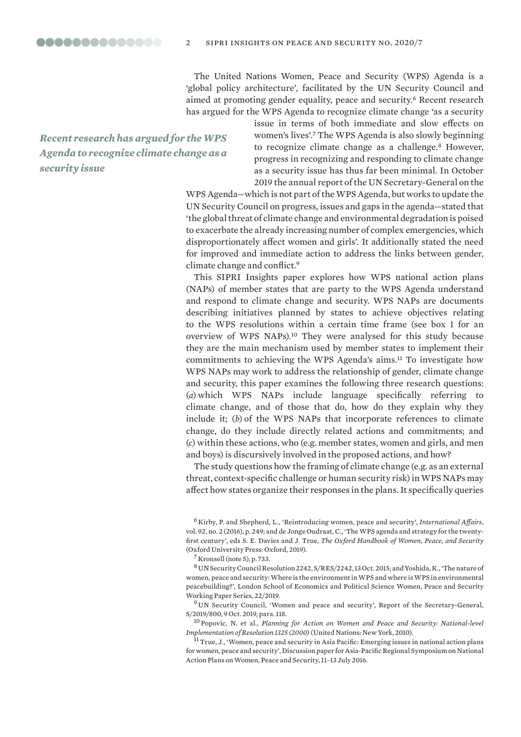The United Nations Women, Peace and Security (WPS) Agenda is a 'global policy architecture', facilitated by the UN Security Council and aimed at promoting gender equality, peace and security.[6] Recent research has argued for the WPS Agenda to recognize climate change 'as a security issue in terms of both immediate and slow effects on women's lives'.[7] The WPS Agenda is also slowly beginning to recognize climate change as a challenge.[8] However, progress in recognizing and responding to climate change as a security issue has thus far been minimal. In October 2019 the annual report of the UN Secretary-General on the WPS Agenda—which is not part of the WPS Agenda, but works to update the UN Security Council on progress, issues and gaps in the agenda—stated that 'the global threat of climate change and environmental degradation is poised to exacerbate the already increasing number of complex emergencies, which disproportionately affect women and girls'. It additionally stated the need for improved and immediate action to address the links between gender, climate change and conflict.[9]

***Recent research has argued for the WPS Agenda to recognize climate change as a security issue***

This SIPRI Insights paper explores how WPS national action plans (NAPs) of member states that are party to the WPS Agenda understand and respond to climate change and security. WPS NAPs are documents describing initiatives planned by states to achieve objectives relating to the WPS resolutions within a certain time frame (see box 1 for an overview of WPS NAPs).[10] They were analysed for this study because they are the main mechanism used by member states to implement their commitments to achieving the WPS Agenda's aims.[11] To investigate how WPS NAPs may work to address the relationship of gender, climate change and security, this paper examines the following three research questions: (*a*) which WPS NAPs include language specifically referring to climate change, and of those that do, how do they explain why they include it; (*b*) of the WPS NAPs that incorporate references to climate change, do they include directly related actions and commitments; and (*c*) within these actions, who (e.g. member states, women and girls, and men and boys) is discursively involved in the proposed actions, and how?

The study questions how the framing of climate change (e.g. as an external threat, context-specific challenge or human security risk) in WPS NAPs may affect how states organize their responses in the plans. It specifically queries

[6] Kirby, P. and Shepherd, L., 'Reintroducing women, peace and security', *International Affairs*, vol. 92, no. 2 (2016), p. 249; and de Jonge Oudraat, C., 'The WPS agenda and strategy for the twenty-first century', eds S. E. Davies and J. True, *The Oxford Handbook of Women, Peace, and Security* (Oxford University Press: Oxford, 2019).

[7] Kronsell (note 5), p. 733.

[8] UN Security Council Resolution 2242, S/RES/2242, 13 Oct. 2015; and Yoshida, K., 'The nature of women, peace and security: Where is the environment in WPS and where is WPS in environmental peacebuilding?', London School of Economics and Political Science Women, Peace and Security Working Paper Series, 22/2019.

[9] UN Security Council, 'Women and peace and security', Report of the Secretary-General, S/2019/800, 9 Oct. 2019, para. 118.

[10] Popovic, N. et al., *Planning for Action on Women and Peace and Security: National-level Implementation of Resolution 1325 (2000)* (United Nations: New York, 2010).

[11] True, J., 'Women, peace and security in Asia Pacific: Emerging issues in national action plans for women, peace and security', Discussion paper for Asia-Pacific Regional Symposium on National Action Plans on Women, Peace and Security, 11–13 July 2016.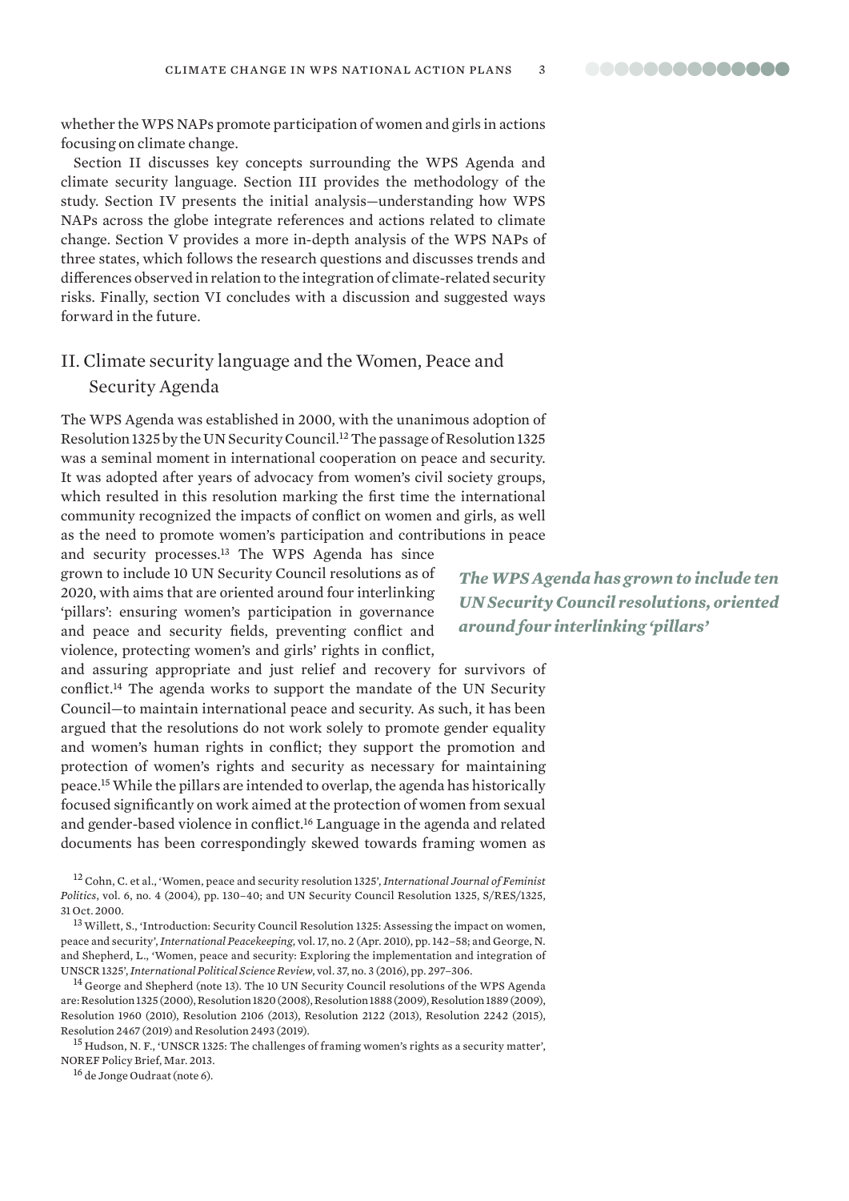whether the WPS NAPs promote participation of women and girls in actions focusing on climate change.

Section II discusses key concepts surrounding the WPS Agenda and climate security language. Section III provides the methodology of the study. Section IV presents the initial analysis—understanding how WPS NAPs across the globe integrate references and actions related to climate change. Section V provides a more in-depth analysis of the WPS NAPs of three states, which follows the research questions and discusses trends and differences observed in relation to the integration of climate-related security risks. Finally, section VI concludes with a discussion and suggested ways forward in the future.

## II. Climate security language and the Women, Peace and Security Agenda

The WPS Agenda was established in 2000, with the unanimous adoption of Resolution 1325 by the UN Security Council.[12] The passage of Resolution 1325 was a seminal moment in international cooperation on peace and security. It was adopted after years of advocacy from women's civil society groups, which resulted in this resolution marking the first time the international community recognized the impacts of conflict on women and girls, as well as the need to promote women's participation and contributions in peace and security processes.[13] The WPS Agenda has since grown to include 10 UN Security Council resolutions as of 2020, with aims that are oriented around four interlinking 'pillars': ensuring women's participation in governance and peace and security fields, preventing conflict and violence, protecting women's and girls' rights in conflict, and assuring appropriate and just relief and recovery for survivors of conflict.[14] The agenda works to support the mandate of the UN Security Council—to maintain international peace and security. As such, it has been argued that the resolutions do not work solely to promote gender equality and women's human rights in conflict; they support the promotion and protection of women's rights and security as necessary for maintaining peace.[15] While the pillars are intended to overlap, the agenda has historically focused significantly on work aimed at the protection of women from sexual and gender-based violence in conflict.[16] Language in the agenda and related documents has been correspondingly skewed towards framing women as

***The WPS Agenda has grown to include ten UN Security Council resolutions, oriented around four interlinking 'pillars'***

[12] Cohn, C. et al., 'Women, peace and security resolution 1325', *International Journal of Feminist Politics*, vol. 6, no. 4 (2004), pp. 130–40; and UN Security Council Resolution 1325, S/RES/1325, 31 Oct. 2000.

[13] Willett, S., 'Introduction: Security Council Resolution 1325: Assessing the impact on women, peace and security', *International Peacekeeping*, vol. 17, no. 2 (Apr. 2010), pp. 142–58; and George, N. and Shepherd, L., 'Women, peace and security: Exploring the implementation and integration of UNSCR 1325', *International Political Science Review*, vol. 37, no. 3 (2016), pp. 297–306.

[14] George and Shepherd (note 13). The 10 UN Security Council resolutions of the WPS Agenda are: Resolution 1325 (2000), Resolution 1820 (2008), Resolution 1888 (2009), Resolution 1889 (2009), Resolution 1960 (2010), Resolution 2106 (2013), Resolution 2122 (2013), Resolution 2242 (2015), Resolution 2467 (2019) and Resolution 2493 (2019).

[15] Hudson, N. F., 'UNSCR 1325: The challenges of framing women's rights as a security matter', NOREF Policy Brief, Mar. 2013.

[16] de Jonge Oudraat (note 6).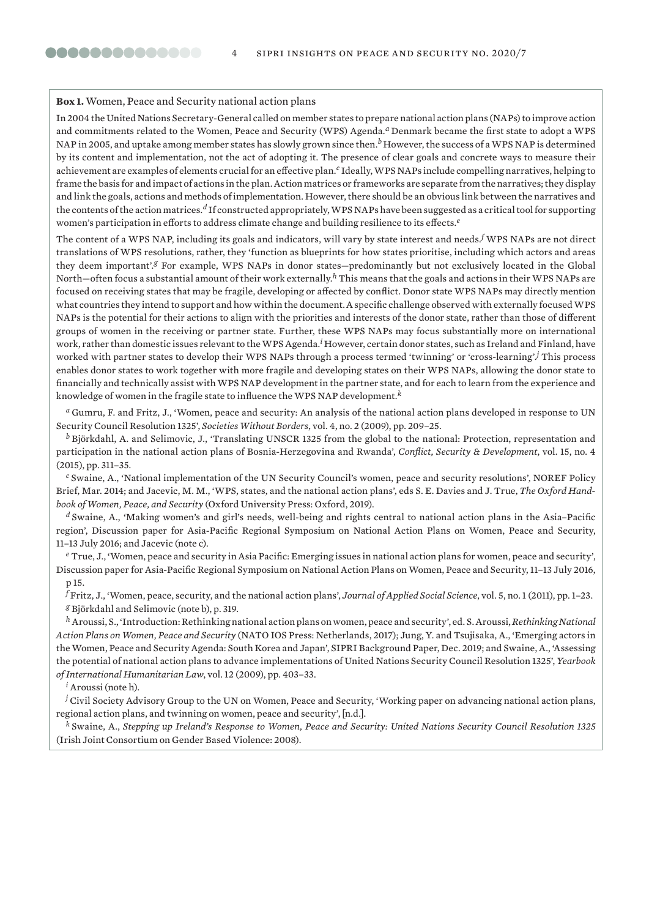**Box 1.** Women, Peace and Security national action plans

In 2004 the United Nations Secretary-General called on member states to prepare national action plans (NAPs) to improve action and commitments related to the Women, Peace and Security (WPS) Agenda.[a] Denmark became the first state to adopt a WPS NAP in 2005, and uptake among member states has slowly grown since then.[b] However, the success of a WPS NAP is determined by its content and implementation, not the act of adopting it. The presence of clear goals and concrete ways to measure their achievement are examples of elements crucial for an effective plan.[c] Ideally, WPS NAPs include compelling narratives, helping to frame the basis for and impact of actions in the plan. Action matrices or frameworks are separate from the narratives; they display and link the goals, actions and methods of implementation. However, there should be an obvious link between the narratives and the contents of the action matrices.[d] If constructed appropriately, WPS NAPs have been suggested as a critical tool for supporting women's participation in efforts to address climate change and building resilience to its effects.[e]

The content of a WPS NAP, including its goals and indicators, will vary by state interest and needs.[f] WPS NAPs are not direct translations of WPS resolutions, rather, they 'function as blueprints for how states prioritise, including which actors and areas they deem important'.[g] For example, WPS NAPs in donor states—predominantly but not exclusively located in the Global North—often focus a substantial amount of their work externally.[h] This means that the goals and actions in their WPS NAPs are focused on receiving states that may be fragile, developing or affected by conflict. Donor state WPS NAPs may directly mention what countries they intend to support and how within the document. A specific challenge observed with externally focused WPS NAPs is the potential for their actions to align with the priorities and interests of the donor state, rather than those of different groups of women in the receiving or partner state. Further, these WPS NAPs may focus substantially more on international work, rather than domestic issues relevant to the WPS Agenda.[i] However, certain donor states, such as Ireland and Finland, have worked with partner states to develop their WPS NAPs through a process termed 'twinning' or 'cross-learning'.[j] This process enables donor states to work together with more fragile and developing states on their WPS NAPs, allowing the donor state to financially and technically assist with WPS NAP development in the partner state, and for each to learn from the experience and knowledge of women in the fragile state to influence the WPS NAP development.[k]

[a] Gumru, F. and Fritz, J., 'Women, peace and security: An analysis of the national action plans developed in response to UN Security Council Resolution 1325', *Societies Without Borders*, vol. 4, no. 2 (2009), pp. 209–25.

[b] Björkdahl, A. and Selimovic, J., 'Translating UNSCR 1325 from the global to the national: Protection, representation and participation in the national action plans of Bosnia-Herzegovina and Rwanda', *Conflict, Security & Development*, vol. 15, no. 4 (2015), pp. 311–35.

[c] Swaine, A., 'National implementation of the UN Security Council's women, peace and security resolutions', NOREF Policy Brief, Mar. 2014; and Jacevic, M. M., 'WPS, states, and the national action plans', eds S. E. Davies and J. True, *The Oxford Handbook of Women, Peace, and Security* (Oxford University Press: Oxford, 2019).

[d] Swaine, A., 'Making women's and girl's needs, well-being and rights central to national action plans in the Asia–Pacific region', Discussion paper for Asia-Pacific Regional Symposium on National Action Plans on Women, Peace and Security, 11–13 July 2016; and Jacevic (note c).

[e] True, J., 'Women, peace and security in Asia Pacific: Emerging issues in national action plans for women, peace and security', Discussion paper for Asia-Pacific Regional Symposium on National Action Plans on Women, Peace and Security, 11–13 July 2016, p 15.

[f] Fritz, J., 'Women, peace, security, and the national action plans', *Journal of Applied Social Science*, vol. 5, no. 1 (2011), pp. 1–23.

[g] Björkdahl and Selimovic (note b), p. 319.

[h] Aroussi, S., 'Introduction: Rethinking national action plans on women, peace and security', ed. S. Aroussi, *Rethinking National Action Plans on Women, Peace and Security* (NATO IOS Press: Netherlands, 2017); Jung, Y. and Tsujisaka, A., 'Emerging actors in the Women, Peace and Security Agenda: South Korea and Japan', SIPRI Background Paper, Dec. 2019; and Swaine, A., 'Assessing the potential of national action plans to advance implementations of United Nations Security Council Resolution 1325', *Yearbook of International Humanitarian Law*, vol. 12 (2009), pp. 403–33.

[i] Aroussi (note h).

[j] Civil Society Advisory Group to the UN on Women, Peace and Security, 'Working paper on advancing national action plans, regional action plans, and twinning on women, peace and security', [n.d.].

[k] Swaine, A., *Stepping up Ireland's Response to Women, Peace and Security: United Nations Security Council Resolution 1325* (Irish Joint Consortium on Gender Based Violence: 2008).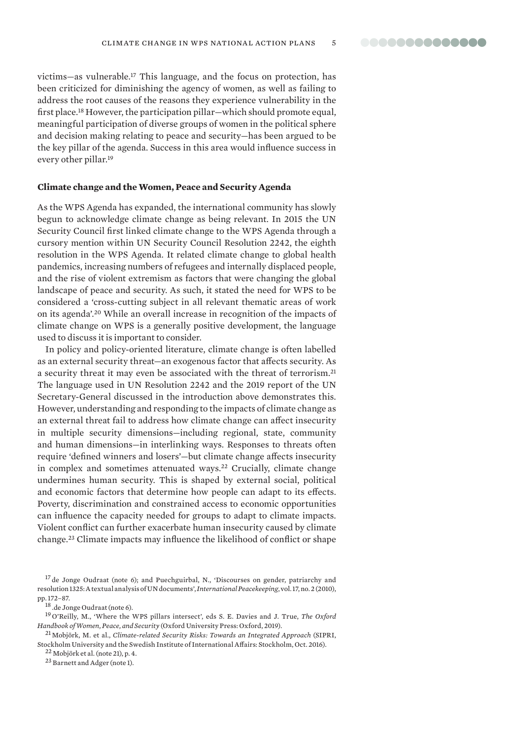victims—as vulnerable.[17] This language, and the focus on protection, has been criticized for diminishing the agency of women, as well as failing to address the root causes of the reasons they experience vulnerability in the first place.[18] However, the participation pillar—which should promote equal, meaningful participation of diverse groups of women in the political sphere and decision making relating to peace and security—has been argued to be the key pillar of the agenda. Success in this area would influence success in every other pillar.[19]

**Climate change and the Women, Peace and Security Agenda**

As the WPS Agenda has expanded, the international community has slowly begun to acknowledge climate change as being relevant. In 2015 the UN Security Council first linked climate change to the WPS Agenda through a cursory mention within UN Security Council Resolution 2242, the eighth resolution in the WPS Agenda. It related climate change to global health pandemics, increasing numbers of refugees and internally displaced people, and the rise of violent extremism as factors that were changing the global landscape of peace and security. As such, it stated the need for WPS to be considered a 'cross-cutting subject in all relevant thematic areas of work on its agenda'.[20] While an overall increase in recognition of the impacts of climate change on WPS is a generally positive development, the language used to discuss it is important to consider.

In policy and policy-oriented literature, climate change is often labelled as an external security threat—an exogenous factor that affects security. As a security threat it may even be associated with the threat of terrorism.[21] The language used in UN Resolution 2242 and the 2019 report of the UN Secretary-General discussed in the introduction above demonstrates this. However, understanding and responding to the impacts of climate change as an external threat fail to address how climate change can affect insecurity in multiple security dimensions—including regional, state, community and human dimensions—in interlinking ways. Responses to threats often require 'defined winners and losers'—but climate change affects insecurity in complex and sometimes attenuated ways.[22] Crucially, climate change undermines human security. This is shaped by external social, political and economic factors that determine how people can adapt to its effects. Poverty, discrimination and constrained access to economic opportunities can influence the capacity needed for groups to adapt to climate impacts. Violent conflict can further exacerbate human insecurity caused by climate change.[23] Climate impacts may influence the likelihood of conflict or shape

[17] de Jonge Oudraat (note 6); and Puechguirbal, N., 'Discourses on gender, patriarchy and resolution 1325: A textual analysis of UN documents', *International Peacekeeping*, vol. 17, no. 2 (2010), pp. 172–87.

[18] .de Jonge Oudraat (note 6).

[19] O'Reilly, M., 'Where the WPS pillars intersect', eds S. E. Davies and J. True, *The Oxford Handbook of Women, Peace, and Security* (Oxford University Press: Oxford, 2019).

[21] Mobjörk, M. et al., *Climate-related Security Risks: Towards an Integrated Approach* (SIPRI, Stockholm University and the Swedish Institute of International Affairs: Stockholm, Oct. 2016).

[22] Mobjörk et al. (note 21), p. 4.

[23] Barnett and Adger (note 1).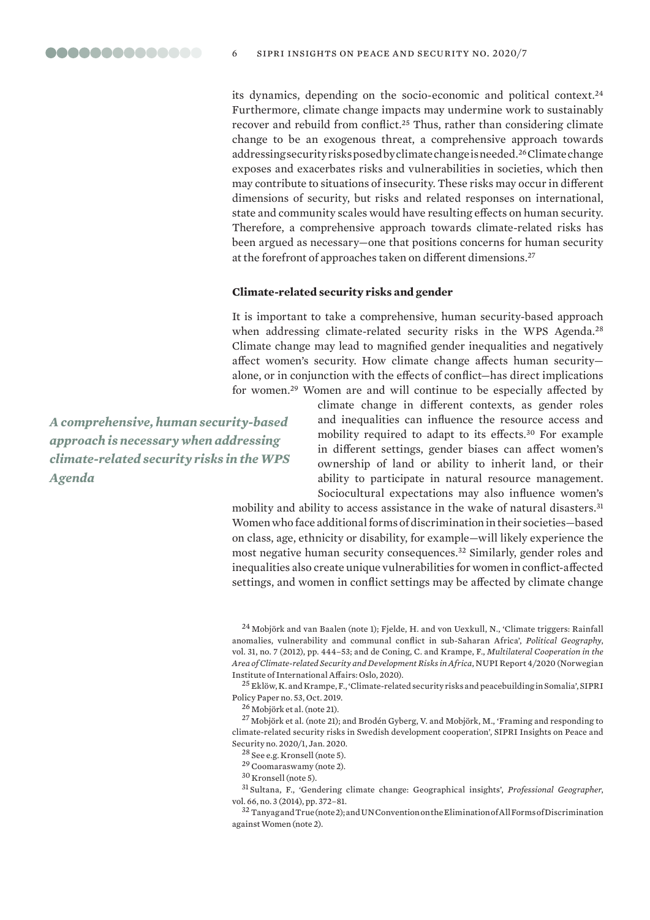its dynamics, depending on the socio-economic and political context.[24] Furthermore, climate change impacts may undermine work to sustainably recover and rebuild from conflict.[25] Thus, rather than considering climate change to be an exogenous threat, a comprehensive approach towards addressing security risks posed by climate change is needed.[26] Climate change exposes and exacerbates risks and vulnerabilities in societies, which then may contribute to situations of insecurity. These risks may occur in different dimensions of security, but risks and related responses on international, state and community scales would have resulting effects on human security. Therefore, a comprehensive approach towards climate-related risks has been argued as necessary—one that positions concerns for human security at the forefront of approaches taken on different dimensions.[27]

### Climate-related security risks and gender

It is important to take a comprehensive, human security-based approach when addressing climate-related security risks in the WPS Agenda.[28] Climate change may lead to magnified gender inequalities and negatively affect women's security. How climate change affects human security—alone, or in conjunction with the effects of conflict—has direct implications for women.[29] Women are and will continue to be especially affected by climate change in different contexts, as gender roles and inequalities can influence the resource access and mobility required to adapt to its effects.[30] For example in different settings, gender biases can affect women's ownership of land or ability to inherit land, or their ability to participate in natural resource management. Sociocultural expectations may also influence women's mobility and ability to access assistance in the wake of natural disasters.[31] Women who face additional forms of discrimination in their societies—based on class, age, ethnicity or disability, for example—will likely experience the most negative human security consequences.[32] Similarly, gender roles and inequalities also create unique vulnerabilities for women in conflict-affected settings, and women in conflict settings may be affected by climate change

***A comprehensive, human security-based approach is necessary when addressing climate-related security risks in the WPS Agenda***

[24] Mobjörk and van Baalen (note 1); Fjelde, H. and von Uexkull, N., 'Climate triggers: Rainfall anomalies, vulnerability and communal conflict in sub-Saharan Africa', *Political Geography*, vol. 31, no. 7 (2012), pp. 444–53; and de Coning, C. and Krampe, F., *Multilateral Cooperation in the Area of Climate-related Security and Development Risks in Africa*, NUPI Report 4/2020 (Norwegian Institute of International Affairs: Oslo, 2020).

[25] Eklöw, K. and Krampe, F., 'Climate-related security risks and peacebuilding in Somalia', SIPRI Policy Paper no. 53, Oct. 2019.

[26] Mobjörk et al. (note 21).

[27] Mobjörk et al. (note 21); and Brodén Gyberg, V. and Mobjörk, M., 'Framing and responding to climate-related security risks in Swedish development cooperation', SIPRI Insights on Peace and Security no. 2020/1, Jan. 2020.

[28] See e.g. Kronsell (note 5).

[29] Coomaraswamy (note 2).

[30] Kronsell (note 5).

[31] Sultana, F., 'Gendering climate change: Geographical insights', *Professional Geographer*, vol. 66, no. 3 (2014), pp. 372–81.

[32] Tanyag and True (note 2); and UN Convention on the Elimination of All Forms of Discrimination against Women (note 2).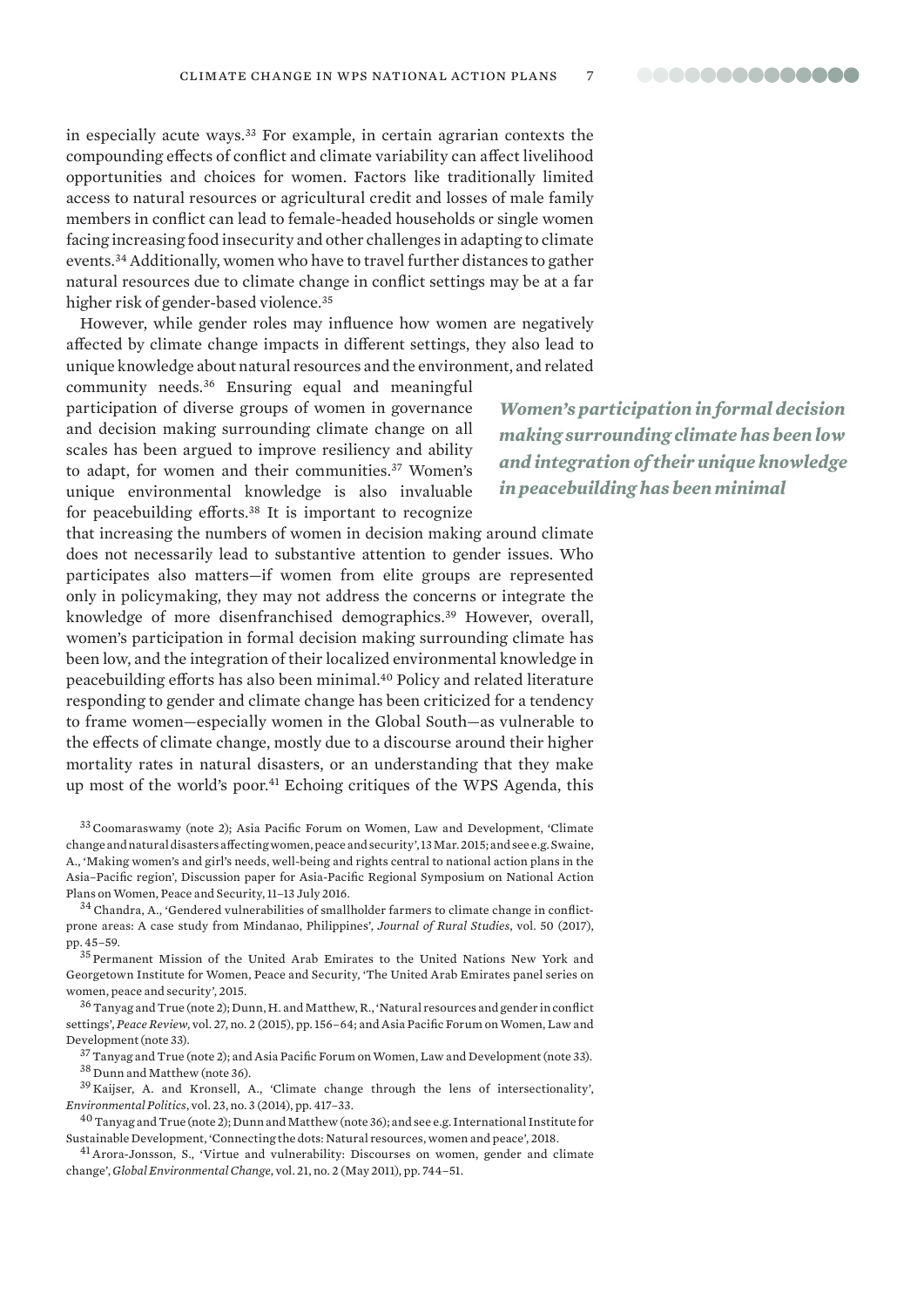in especially acute ways.[33] For example, in certain agrarian contexts the compounding effects of conflict and climate variability can affect livelihood opportunities and choices for women. Factors like traditionally limited access to natural resources or agricultural credit and losses of male family members in conflict can lead to female-headed households or single women facing increasing food insecurity and other challenges in adapting to climate events.[34] Additionally, women who have to travel further distances to gather natural resources due to climate change in conflict settings may be at a far higher risk of gender-based violence.[35]

However, while gender roles may influence how women are negatively affected by climate change impacts in different settings, they also lead to unique knowledge about natural resources and the environment, and related community needs.[36] Ensuring equal and meaningful participation of diverse groups of women in governance and decision making surrounding climate change on all scales has been argued to improve resiliency and ability to adapt, for women and their communities.[37] Women's unique environmental knowledge is also invaluable for peacebuilding efforts.[38] It is important to recognize that increasing the numbers of women in decision making around climate does not necessarily lead to substantive attention to gender issues. Who participates also matters—if women from elite groups are represented only in policymaking, they may not address the concerns or integrate the knowledge of more disenfranchised demographics.[39] However, overall, women's participation in formal decision making surrounding climate has been low, and the integration of their localized environmental knowledge in peacebuilding efforts has also been minimal.[40] Policy and related literature responding to gender and climate change has been criticized for a tendency to frame women—especially women in the Global South—as vulnerable to the effects of climate change, mostly due to a discourse around their higher mortality rates in natural disasters, or an understanding that they make up most of the world's poor.[41] Echoing critiques of the WPS Agenda, this

***Women's participation in formal decision making surrounding climate has been low and integration of their unique knowledge in peacebuilding has been minimal***

[33] Coomaraswamy (note 2); Asia Pacific Forum on Women, Law and Development, 'Climate change and natural disasters affecting women, peace and security', 13 Mar. 2015; and see e.g. Swaine, A., 'Making women's and girl's needs, well-being and rights central to national action plans in the Asia–Pacific region', Discussion paper for Asia-Pacific Regional Symposium on National Action Plans on Women, Peace and Security, 11–13 July 2016.

[34] Chandra, A., 'Gendered vulnerabilities of smallholder farmers to climate change in conflict-prone areas: A case study from Mindanao, Philippines', *Journal of Rural Studies*, vol. 50 (2017), pp. 45–59.

[35] Permanent Mission of the United Arab Emirates to the United Nations New York and Georgetown Institute for Women, Peace and Security, 'The United Arab Emirates panel series on women, peace and security', 2015.

[36] Tanyag and True (note 2); Dunn, H. and Matthew, R., 'Natural resources and gender in conflict settings', *Peace Review*, vol. 27, no. 2 (2015), pp. 156–64; and Asia Pacific Forum on Women, Law and Development (note 33).

[37] Tanyag and True (note 2); and Asia Pacific Forum on Women, Law and Development (note 33).

[38] Dunn and Matthew (note 36).

[39] Kaijser, A. and Kronsell, A., 'Climate change through the lens of intersectionality', *Environmental Politics*, vol. 23, no. 3 (2014), pp. 417–33.

[40] Tanyag and True (note 2); Dunn and Matthew (note 36); and see e.g. International Institute for Sustainable Development, 'Connecting the dots: Natural resources, women and peace', 2018.

[41] Arora-Jonsson, S., 'Virtue and vulnerability: Discourses on women, gender and climate change', *Global Environmental Change*, vol. 21, no. 2 (May 2011), pp. 744–51.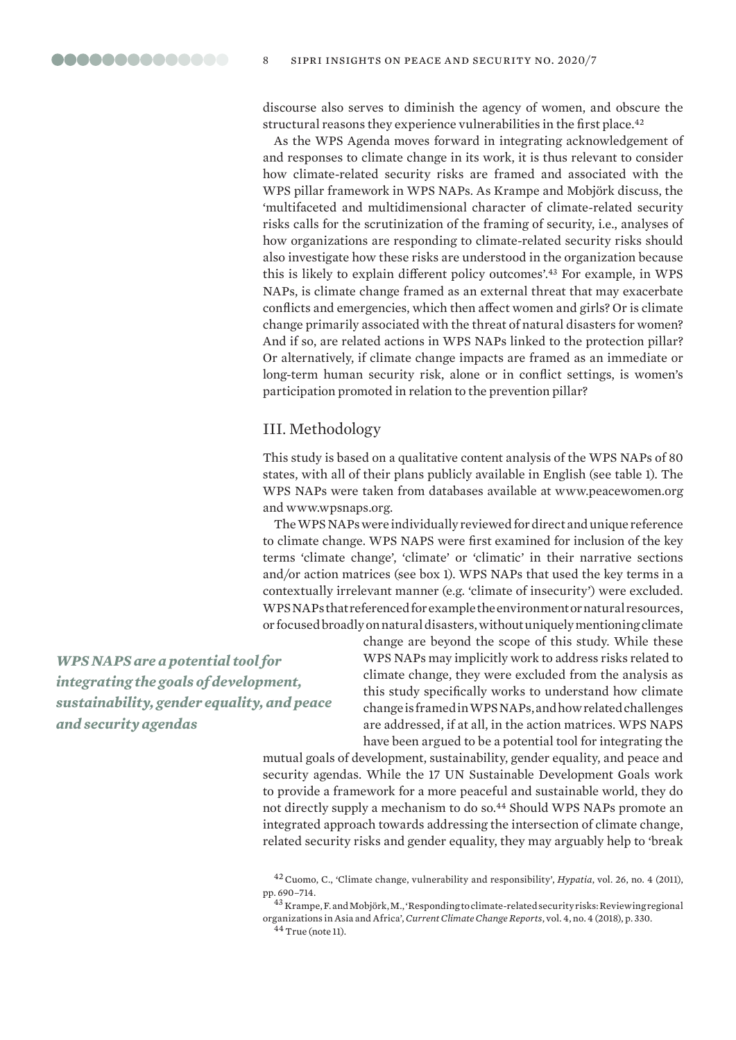discourse also serves to diminish the agency of women, and obscure the structural reasons they experience vulnerabilities in the first place.[42]

As the WPS Agenda moves forward in integrating acknowledgement of and responses to climate change in its work, it is thus relevant to consider how climate-related security risks are framed and associated with the WPS pillar framework in WPS NAPs. As Krampe and Mobjörk discuss, the 'multifaceted and multidimensional character of climate-related security risks calls for the scrutinization of the framing of security, i.e., analyses of how organizations are responding to climate-related security risks should also investigate how these risks are understood in the organization because this is likely to explain different policy outcomes'.[43] For example, in WPS NAPs, is climate change framed as an external threat that may exacerbate conflicts and emergencies, which then affect women and girls? Or is climate change primarily associated with the threat of natural disasters for women? And if so, are related actions in WPS NAPs linked to the protection pillar? Or alternatively, if climate change impacts are framed as an immediate or long-term human security risk, alone or in conflict settings, is women's participation promoted in relation to the prevention pillar?

## III. Methodology

This study is based on a qualitative content analysis of the WPS NAPs of 80 states, with all of their plans publicly available in English (see table 1). The WPS NAPs were taken from databases available at www.peacewomen.org and www.wpsnaps.org.

The WPS NAPs were individually reviewed for direct and unique reference to climate change. WPS NAPS were first examined for inclusion of the key terms 'climate change', 'climate' or 'climatic' in their narrative sections and/or action matrices (see box 1). WPS NAPs that used the key terms in a contextually irrelevant manner (e.g. 'climate of insecurity') were excluded. WPS NAPs that referenced for example the environment or natural resources, or focused broadly on natural disasters, without uniquely mentioning climate change are beyond the scope of this study. While these WPS NAPs may implicitly work to address risks related to climate change, they were excluded from the analysis as this study specifically works to understand how climate change is framed in WPS NAPs, and how related challenges are addressed, if at all, in the action matrices. WPS NAPS have been argued to be a potential tool for integrating the mutual goals of development, sustainability, gender equality, and peace and security agendas. While the 17 UN Sustainable Development Goals work to provide a framework for a more peaceful and sustainable world, they do not directly supply a mechanism to do so.[44] Should WPS NAPs promote an integrated approach towards addressing the intersection of climate change, related security risks and gender equality, they may arguably help to 'break

***WPS NAPS are a potential tool for integrating the goals of development, sustainability, gender equality, and peace and security agendas***

[42] Cuomo, C., 'Climate change, vulnerability and responsibility', *Hypatia*, vol. 26, no. 4 (2011), pp. 690–714.

[43] Krampe, F. and Mobjörk, M., 'Responding to climate-related security risks: Reviewing regional organizations in Asia and Africa', *Current Climate Change Reports*, vol. 4, no. 4 (2018), p. 330.

[44] True (note 11).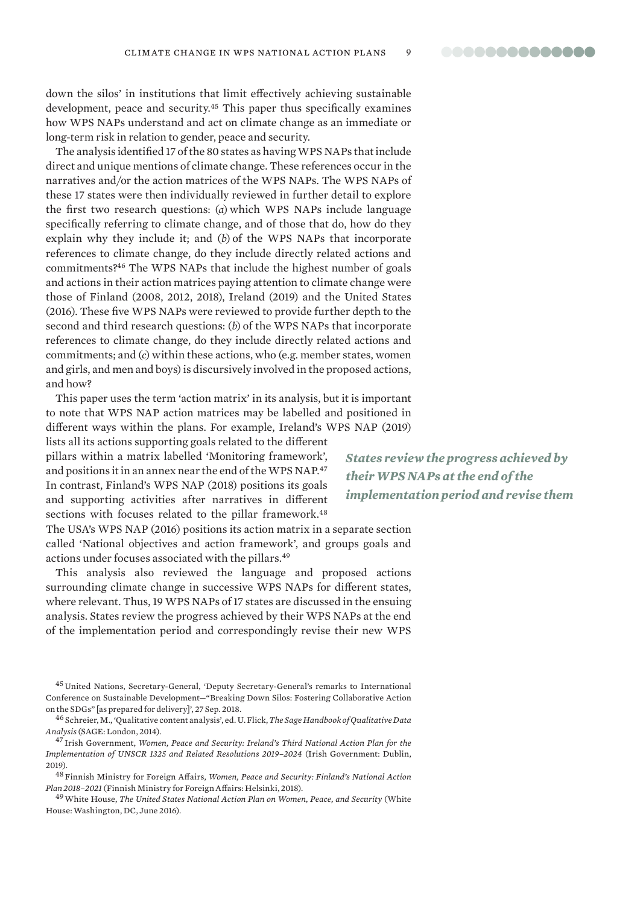down the silos' in institutions that limit effectively achieving sustainable development, peace and security.[45] This paper thus specifically examines how WPS NAPs understand and act on climate change as an immediate or long-term risk in relation to gender, peace and security.

The analysis identified 17 of the 80 states as having WPS NAPs that include direct and unique mentions of climate change. These references occur in the narratives and/or the action matrices of the WPS NAPs. The WPS NAPs of these 17 states were then individually reviewed in further detail to explore the first two research questions: (*a*) which WPS NAPs include language specifically referring to climate change, and of those that do, how do they explain why they include it; and (*b*) of the WPS NAPs that incorporate references to climate change, do they include directly related actions and commitments?[46] The WPS NAPs that include the highest number of goals and actions in their action matrices paying attention to climate change were those of Finland (2008, 2012, 2018), Ireland (2019) and the United States (2016). These five WPS NAPs were reviewed to provide further depth to the second and third research questions: (*b*) of the WPS NAPs that incorporate references to climate change, do they include directly related actions and commitments; and (*c*) within these actions, who (e.g. member states, women and girls, and men and boys) is discursively involved in the proposed actions, and how?

This paper uses the term 'action matrix' in its analysis, but it is important to note that WPS NAP action matrices may be labelled and positioned in different ways within the plans. For example, Ireland's WPS NAP (2019) lists all its actions supporting goals related to the different pillars within a matrix labelled 'Monitoring framework', and positions it in an annex near the end of the WPS NAP.[47] In contrast, Finland's WPS NAP (2018) positions its goals and supporting activities after narratives in different sections with focuses related to the pillar framework.[48] The USA's WPS NAP (2016) positions its action matrix in a separate section called 'National objectives and action framework', and groups goals and actions under focuses associated with the pillars.[49]

*States review the progress achieved by their WPS NAPs at the end of the implementation period and revise them*

This analysis also reviewed the language and proposed actions surrounding climate change in successive WPS NAPs for different states, where relevant. Thus, 19 WPS NAPs of 17 states are discussed in the ensuing analysis. States review the progress achieved by their WPS NAPs at the end of the implementation period and correspondingly revise their new WPS

---

[45] United Nations, Secretary-General, 'Deputy Secretary-General's remarks to International Conference on Sustainable Development—"Breaking Down Silos: Fostering Collaborative Action on the SDGs" [as prepared for delivery]', 27 Sep. 2018.

[46] Schreier, M., 'Qualitative content analysis', ed. U. Flick, *The Sage Handbook of Qualitative Data Analysis* (SAGE: London, 2014).

[47] Irish Government, *Women, Peace and Security: Ireland's Third National Action Plan for the Implementation of UNSCR 1325 and Related Resolutions 2019–2024* (Irish Government: Dublin, 2019).

[48] Finnish Ministry for Foreign Affairs, *Women, Peace and Security: Finland's National Action Plan 2018–2021* (Finnish Ministry for Foreign Affairs: Helsinki, 2018).

[49] White House, *The United States National Action Plan on Women, Peace, and Security* (White House: Washington, DC, June 2016).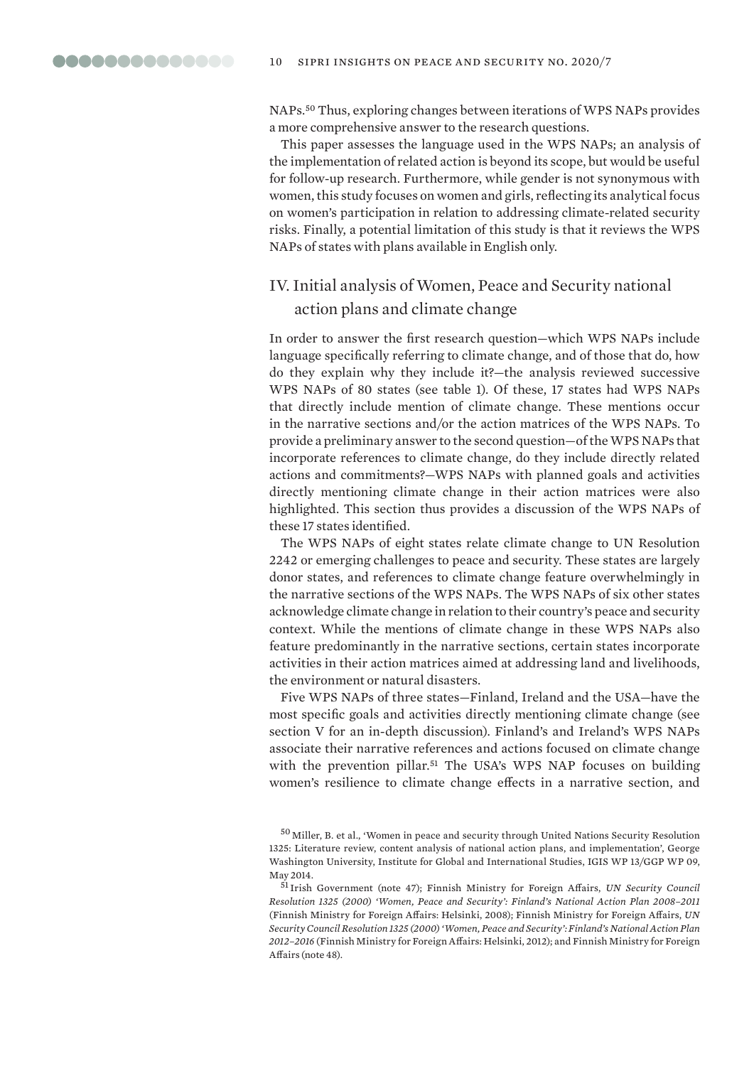NAPs.[50] Thus, exploring changes between iterations of WPS NAPs provides a more comprehensive answer to the research questions.

This paper assesses the language used in the WPS NAPs; an analysis of the implementation of related action is beyond its scope, but would be useful for follow-up research. Furthermore, while gender is not synonymous with women, this study focuses on women and girls, reflecting its analytical focus on women's participation in relation to addressing climate-related security risks. Finally, a potential limitation of this study is that it reviews the WPS NAPs of states with plans available in English only.

## IV. Initial analysis of Women, Peace and Security national action plans and climate change

In order to answer the first research question—which WPS NAPs include language specifically referring to climate change, and of those that do, how do they explain why they include it?—the analysis reviewed successive WPS NAPs of 80 states (see table 1). Of these, 17 states had WPS NAPs that directly include mention of climate change. These mentions occur in the narrative sections and/or the action matrices of the WPS NAPs. To provide a preliminary answer to the second question—of the WPS NAPs that incorporate references to climate change, do they include directly related actions and commitments?—WPS NAPs with planned goals and activities directly mentioning climate change in their action matrices were also highlighted. This section thus provides a discussion of the WPS NAPs of these 17 states identified.

The WPS NAPs of eight states relate climate change to UN Resolution 2242 or emerging challenges to peace and security. These states are largely donor states, and references to climate change feature overwhelmingly in the narrative sections of the WPS NAPs. The WPS NAPs of six other states acknowledge climate change in relation to their country's peace and security context. While the mentions of climate change in these WPS NAPs also feature predominantly in the narrative sections, certain states incorporate activities in their action matrices aimed at addressing land and livelihoods, the environment or natural disasters.

Five WPS NAPs of three states—Finland, Ireland and the USA—have the most specific goals and activities directly mentioning climate change (see section V for an in-depth discussion). Finland's and Ireland's WPS NAPs associate their narrative references and actions focused on climate change with the prevention pillar.[51] The USA's WPS NAP focuses on building women's resilience to climate change effects in a narrative section, and

[50] Miller, B. et al., 'Women in peace and security through United Nations Security Resolution 1325: Literature review, content analysis of national action plans, and implementation', George Washington University, Institute for Global and International Studies, IGIS WP 13/GGP WP 09, May 2014.

[51] Irish Government (note 47); Finnish Ministry for Foreign Affairs, *UN Security Council Resolution 1325 (2000) 'Women, Peace and Security': Finland's National Action Plan 2008–2011* (Finnish Ministry for Foreign Affairs: Helsinki, 2008); Finnish Ministry for Foreign Affairs, *UN Security Council Resolution 1325 (2000) 'Women, Peace and Security': Finland's National Action Plan 2012–2016* (Finnish Ministry for Foreign Affairs: Helsinki, 2012); and Finnish Ministry for Foreign Affairs (note 48).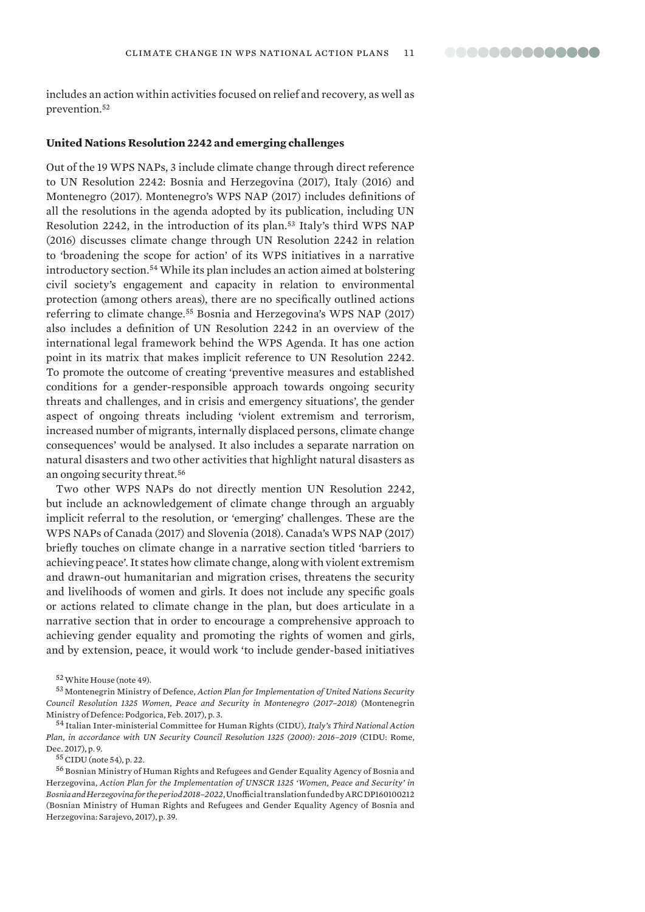includes an action within activities focused on relief and recovery, as well as prevention.[52]

**United Nations Resolution 2242 and emerging challenges**

Out of the 19 WPS NAPs, 3 include climate change through direct reference to UN Resolution 2242: Bosnia and Herzegovina (2017), Italy (2016) and Montenegro (2017). Montenegro's WPS NAP (2017) includes definitions of all the resolutions in the agenda adopted by its publication, including UN Resolution 2242, in the introduction of its plan.[53] Italy's third WPS NAP (2016) discusses climate change through UN Resolution 2242 in relation to 'broadening the scope for action' of its WPS initiatives in a narrative introductory section.[54] While its plan includes an action aimed at bolstering civil society's engagement and capacity in relation to environmental protection (among others areas), there are no specifically outlined actions referring to climate change.[55] Bosnia and Herzegovina's WPS NAP (2017) also includes a definition of UN Resolution 2242 in an overview of the international legal framework behind the WPS Agenda. It has one action point in its matrix that makes implicit reference to UN Resolution 2242. To promote the outcome of creating 'preventive measures and established conditions for a gender-responsible approach towards ongoing security threats and challenges, and in crisis and emergency situations', the gender aspect of ongoing threats including 'violent extremism and terrorism, increased number of migrants, internally displaced persons, climate change consequences' would be analysed. It also includes a separate narration on natural disasters and two other activities that highlight natural disasters as an ongoing security threat.[56]

Two other WPS NAPs do not directly mention UN Resolution 2242, but include an acknowledgement of climate change through an arguably implicit referral to the resolution, or 'emerging' challenges. These are the WPS NAPs of Canada (2017) and Slovenia (2018). Canada's WPS NAP (2017) briefly touches on climate change in a narrative section titled 'barriers to achieving peace'. It states how climate change, along with violent extremism and drawn-out humanitarian and migration crises, threatens the security and livelihoods of women and girls. It does not include any specific goals or actions related to climate change in the plan, but does articulate in a narrative section that in order to encourage a comprehensive approach to achieving gender equality and promoting the rights of women and girls, and by extension, peace, it would work 'to include gender-based initiatives

[52] White House (note 49).

[53] Montenegrin Ministry of Defence, *Action Plan for Implementation of United Nations Security Council Resolution 1325 Women, Peace and Security in Montenegro (2017–2018)* (Montenegrin Ministry of Defence: Podgorica, Feb. 2017), p. 3.

[54] Italian Inter-ministerial Committee for Human Rights (CIDU), *Italy's Third National Action Plan, in accordance with UN Security Council Resolution 1325 (2000): 2016–2019* (CIDU: Rome, Dec. 2017), p. 9.

[55] CIDU (note 54), p. 22.

[56] Bosnian Ministry of Human Rights and Refugees and Gender Equality Agency of Bosnia and Herzegovina, *Action Plan for the Implementation of UNSCR 1325 'Women, Peace and Security' in Bosnia and Herzegovina for the period 2018–2022*, Unofficial translation funded by ARC DP160100212 (Bosnian Ministry of Human Rights and Refugees and Gender Equality Agency of Bosnia and Herzegovina: Sarajevo, 2017), p. 39.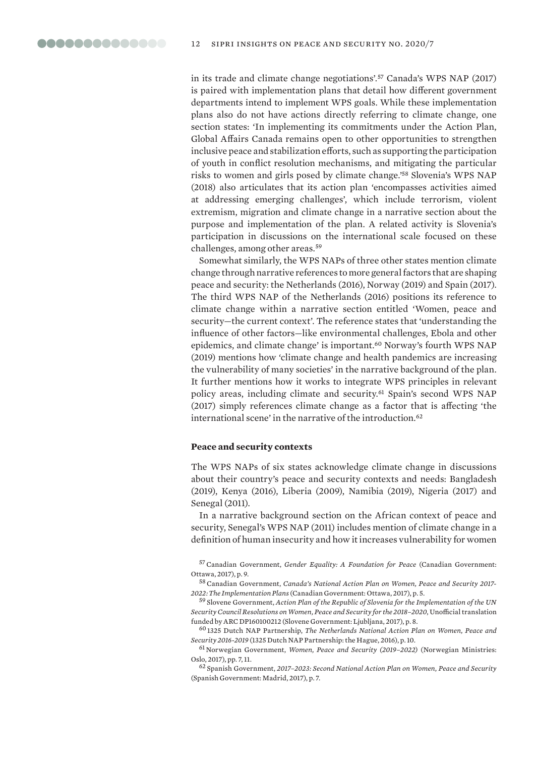in its trade and climate change negotiations'.[57] Canada's WPS NAP (2017) is paired with implementation plans that detail how different government departments intend to implement WPS goals. While these implementation plans also do not have actions directly referring to climate change, one section states: 'In implementing its commitments under the Action Plan, Global Affairs Canada remains open to other opportunities to strengthen inclusive peace and stabilization efforts, such as supporting the participation of youth in conflict resolution mechanisms, and mitigating the particular risks to women and girls posed by climate change.'[58] Slovenia's WPS NAP (2018) also articulates that its action plan 'encompasses activities aimed at addressing emerging challenges', which include terrorism, violent extremism, migration and climate change in a narrative section about the purpose and implementation of the plan. A related activity is Slovenia's participation in discussions on the international scale focused on these challenges, among other areas.[59]

Somewhat similarly, the WPS NAPs of three other states mention climate change through narrative references to more general factors that are shaping peace and security: the Netherlands (2016), Norway (2019) and Spain (2017). The third WPS NAP of the Netherlands (2016) positions its reference to climate change within a narrative section entitled 'Women, peace and security—the current context'. The reference states that 'understanding the influence of other factors—like environmental challenges, Ebola and other epidemics, and climate change' is important.[60] Norway's fourth WPS NAP (2019) mentions how 'climate change and health pandemics are increasing the vulnerability of many societies' in the narrative background of the plan. It further mentions how it works to integrate WPS principles in relevant policy areas, including climate and security.[61] Spain's second WPS NAP (2017) simply references climate change as a factor that is affecting 'the international scene' in the narrative of the introduction.[62]

### Peace and security contexts

The WPS NAPs of six states acknowledge climate change in discussions about their country's peace and security contexts and needs: Bangladesh (2019), Kenya (2016), Liberia (2009), Namibia (2019), Nigeria (2017) and Senegal (2011).

In a narrative background section on the African context of peace and security, Senegal's WPS NAP (2011) includes mention of climate change in a definition of human insecurity and how it increases vulnerability for women

[57] Canadian Government, *Gender Equality: A Foundation for Peace* (Canadian Government: Ottawa, 2017), p. 9.

[58] Canadian Government, *Canada's National Action Plan on Women, Peace and Security 2017-2022: The Implementation Plans* (Canadian Government: Ottawa, 2017), p. 5.

[59] Slovene Government, *Action Plan of the Republic of Slovenia for the Implementation of the UN Security Council Resolutions on Women, Peace and Security for the 2018–2020*, Unofficial translation funded by ARC DP160100212 (Slovene Government: Ljubljana, 2017), p. 8.

[60] 1325 Dutch NAP Partnership, *The Netherlands National Action Plan on Women, Peace and Security 2016-2019* (1325 Dutch NAP Partnership: the Hague, 2016), p. 10.

[61] Norwegian Government, *Women, Peace and Security (2019–2022)* (Norwegian Ministries: Oslo, 2017), pp. 7, 11.

[62] Spanish Government, *2017–2023: Second National Action Plan on Women, Peace and Security* (Spanish Government: Madrid, 2017), p. 7.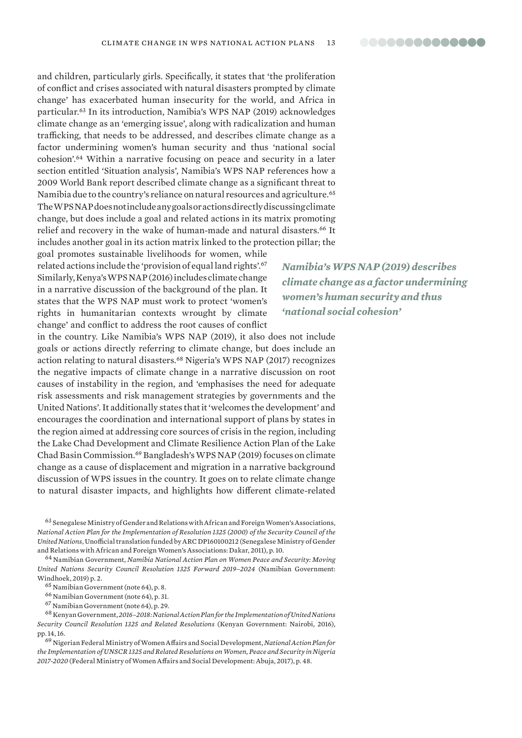and children, particularly girls. Specifically, it states that 'the proliferation of conflict and crises associated with natural disasters prompted by climate change' has exacerbated human insecurity for the world, and Africa in particular.[63] In its introduction, Namibia's WPS NAP (2019) acknowledges climate change as an 'emerging issue', along with radicalization and human trafficking, that needs to be addressed, and describes climate change as a factor undermining women's human security and thus 'national social cohesion'.[64] Within a narrative focusing on peace and security in a later section entitled 'Situation analysis', Namibia's WPS NAP references how a 2009 World Bank report described climate change as a significant threat to Namibia due to the country's reliance on natural resources and agriculture.[65] The WPS NAP does not include any goals or actions directly discussing climate change, but does include a goal and related actions in its matrix promoting relief and recovery in the wake of human-made and natural disasters.[66] It includes another goal in its action matrix linked to the protection pillar; the goal promotes sustainable livelihoods for women, while related actions include the 'provision of equal land rights'.[67] Similarly, Kenya's WPS NAP (2016) includes climate change in a narrative discussion of the background of the plan. It states that the WPS NAP must work to protect 'women's rights in humanitarian contexts wrought by climate change' and conflict to address the root causes of conflict in the country. Like Namibia's WPS NAP (2019), it also does not include goals or actions directly referring to climate change, but does include an action relating to natural disasters.[68] Nigeria's WPS NAP (2017) recognizes the negative impacts of climate change in a narrative discussion on root causes of instability in the region, and 'emphasises the need for adequate risk assessments and risk management strategies by governments and the United Nations'. It additionally states that it 'welcomes the development' and encourages the coordination and international support of plans by states in the region aimed at addressing core sources of crisis in the region, including the Lake Chad Development and Climate Resilience Action Plan of the Lake Chad Basin Commission.[69] Bangladesh's WPS NAP (2019) focuses on climate change as a cause of displacement and migration in a narrative background discussion of WPS issues in the country. It goes on to relate climate change to natural disaster impacts, and highlights how different climate-related

***Namibia's WPS NAP (2019) describes climate change as a factor undermining women's human security and thus 'national social cohesion'***

[63] Senegalese Ministry of Gender and Relations with African and Foreign Women's Associations, *National Action Plan for the Implementation of Resolution 1325 (2000) of the Security Council of the United Nations*, Unofficial translation funded by ARC DP160100212 (Senegalese Ministry of Gender and Relations with African and Foreign Women's Associations: Dakar, 2011), p. 10.

[64] Namibian Government, *Namibia National Action Plan on Women Peace and Security: Moving United Nations Security Council Resolution 1325 Forward 2019–2024* (Namibian Government: Windhoek, 2019) p. 2.

[65] Namibian Government (note 64), p. 8.

[66] Namibian Government (note 64), p. 31.

[67] Namibian Government (note 64), p. 29.

[68] Kenyan Government, *2016–2018: National Action Plan for the Implementation of United Nations Security Council Resolution 1325 and Related Resolutions* (Kenyan Government: Nairobi, 2016), pp. 14, 16.

[69] Nigerian Federal Ministry of Women Affairs and Social Development, *National Action Plan for the Implementation of UNSCR 1325 and Related Resolutions on Women, Peace and Security in Nigeria 2017-2020* (Federal Ministry of Women Affairs and Social Development: Abuja, 2017), p. 48.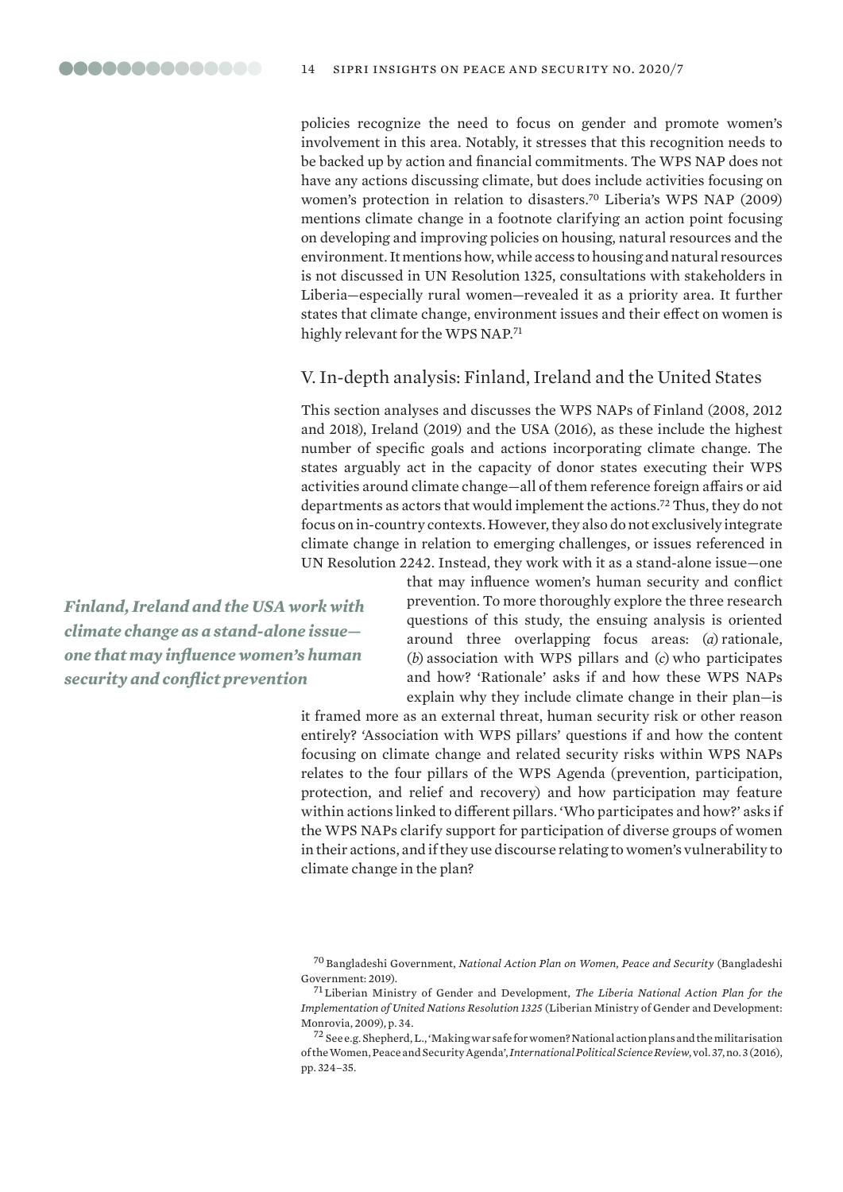policies recognize the need to focus on gender and promote women's involvement in this area. Notably, it stresses that this recognition needs to be backed up by action and financial commitments. The WPS NAP does not have any actions discussing climate, but does include activities focusing on women's protection in relation to disasters.[70] Liberia's WPS NAP (2009) mentions climate change in a footnote clarifying an action point focusing on developing and improving policies on housing, natural resources and the environment. It mentions how, while access to housing and natural resources is not discussed in UN Resolution 1325, consultations with stakeholders in Liberia—especially rural women—revealed it as a priority area. It further states that climate change, environment issues and their effect on women is highly relevant for the WPS NAP.[71]

## V. In-depth analysis: Finland, Ireland and the United States

This section analyses and discusses the WPS NAPs of Finland (2008, 2012 and 2018), Ireland (2019) and the USA (2016), as these include the highest number of specific goals and actions incorporating climate change. The states arguably act in the capacity of donor states executing their WPS activities around climate change—all of them reference foreign affairs or aid departments as actors that would implement the actions.[72] Thus, they do not focus on in-country contexts. However, they also do not exclusively integrate climate change in relation to emerging challenges, or issues referenced in UN Resolution 2242. Instead, they work with it as a stand-alone issue—one that may influence women's human security and conflict prevention. To more thoroughly explore the three research questions of this study, the ensuing analysis is oriented around three overlapping focus areas: (*a*) rationale, (*b*) association with WPS pillars and (*c*) who participates and how? 'Rationale' asks if and how these WPS NAPs explain why they include climate change in their plan—is it framed more as an external threat, human security risk or other reason entirely? 'Association with WPS pillars' questions if and how the content focusing on climate change and related security risks within WPS NAPs relates to the four pillars of the WPS Agenda (prevention, participation, protection, and relief and recovery) and how participation may feature within actions linked to different pillars. 'Who participates and how?' asks if the WPS NAPs clarify support for participation of diverse groups of women in their actions, and if they use discourse relating to women's vulnerability to climate change in the plan?

***Finland, Ireland and the USA work with climate change as a stand-alone issue—one that may influence women's human security and conflict prevention***

[70] Bangladeshi Government, *National Action Plan on Women, Peace and Security* (Bangladeshi Government: 2019).

[71] Liberian Ministry of Gender and Development, *The Liberia National Action Plan for the Implementation of United Nations Resolution 1325* (Liberian Ministry of Gender and Development: Monrovia, 2009), p. 34.

[72] See e.g. Shepherd, L., 'Making war safe for women? National action plans and the militarisation of the Women, Peace and Security Agenda', *International Political Science Review*, vol. 37, no. 3 (2016), pp. 324–35.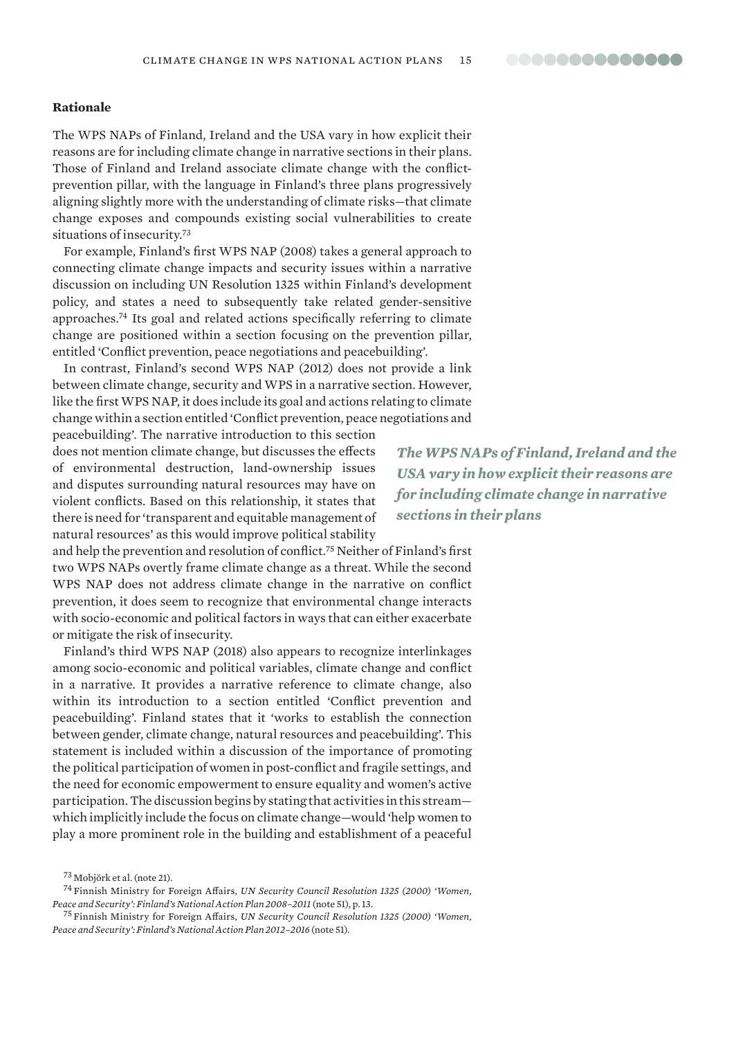### Rationale

The WPS NAPs of Finland, Ireland and the USA vary in how explicit their reasons are for including climate change in narrative sections in their plans. Those of Finland and Ireland associate climate change with the conflict-prevention pillar, with the language in Finland's three plans progressively aligning slightly more with the understanding of climate risks—that climate change exposes and compounds existing social vulnerabilities to create situations of insecurity.[73]

For example, Finland's first WPS NAP (2008) takes a general approach to connecting climate change impacts and security issues within a narrative discussion on including UN Resolution 1325 within Finland's development policy, and states a need to subsequently take related gender-sensitive approaches.[74] Its goal and related actions specifically referring to climate change are positioned within a section focusing on the prevention pillar, entitled 'Conflict prevention, peace negotiations and peacebuilding'.

In contrast, Finland's second WPS NAP (2012) does not provide a link between climate change, security and WPS in a narrative section. However, like the first WPS NAP, it does include its goal and actions relating to climate change within a section entitled 'Conflict prevention, peace negotiations and peacebuilding'. The narrative introduction to this section does not mention climate change, but discusses the effects of environmental destruction, land-ownership issues and disputes surrounding natural resources may have on violent conflicts. Based on this relationship, it states that there is need for 'transparent and equitable management of natural resources' as this would improve political stability and help the prevention and resolution of conflict.[75] Neither of Finland's first two WPS NAPs overtly frame climate change as a threat. While the second WPS NAP does not address climate change in the narrative on conflict prevention, it does seem to recognize that environmental change interacts with socio-economic and political factors in ways that can either exacerbate or mitigate the risk of insecurity.

> ***The WPS NAPs of Finland, Ireland and the USA vary in how explicit their reasons are for including climate change in narrative sections in their plans***

Finland's third WPS NAP (2018) also appears to recognize interlinkages among socio-economic and political variables, climate change and conflict in a narrative. It provides a narrative reference to climate change, also within its introduction to a section entitled 'Conflict prevention and peacebuilding'. Finland states that it 'works to establish the connection between gender, climate change, natural resources and peacebuilding'. This statement is included within a discussion of the importance of promoting the political participation of women in post-conflict and fragile settings, and the need for economic empowerment to ensure equality and women's active participation. The discussion begins by stating that activities in this stream—which implicitly include the focus on climate change—would 'help women to play a more prominent role in the building and establishment of a peaceful

---

[73] Mobjörk et al. (note 21).

[74] Finnish Ministry for Foreign Affairs, *UN Security Council Resolution 1325 (2000) 'Women, Peace and Security': Finland's National Action Plan 2008–2011* (note 51), p. 13.

[75] Finnish Ministry for Foreign Affairs, *UN Security Council Resolution 1325 (2000) 'Women, Peace and Security': Finland's National Action Plan 2012–2016* (note 51).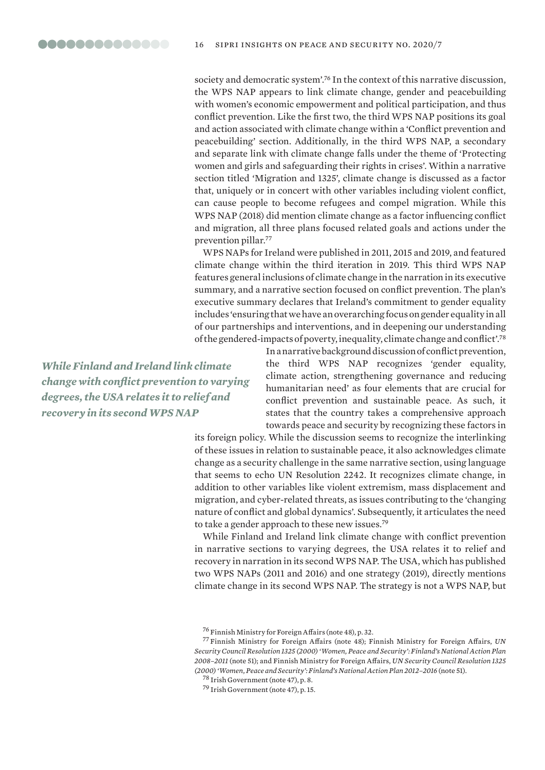society and democratic system'.[76] In the context of this narrative discussion, the WPS NAP appears to link climate change, gender and peacebuilding with women's economic empowerment and political participation, and thus conflict prevention. Like the first two, the third WPS NAP positions its goal and action associated with climate change within a 'Conflict prevention and peacebuilding' section. Additionally, in the third WPS NAP, a secondary and separate link with climate change falls under the theme of 'Protecting women and girls and safeguarding their rights in crises'. Within a narrative section titled 'Migration and 1325', climate change is discussed as a factor that, uniquely or in concert with other variables including violent conflict, can cause people to become refugees and compel migration. While this WPS NAP (2018) did mention climate change as a factor influencing conflict and migration, all three plans focused related goals and actions under the prevention pillar.[77]

WPS NAPs for Ireland were published in 2011, 2015 and 2019, and featured climate change within the third iteration in 2019. This third WPS NAP features general inclusions of climate change in the narration in its executive summary, and a narrative section focused on conflict prevention. The plan's executive summary declares that Ireland's commitment to gender equality includes 'ensuring that we have an overarching focus on gender equality in all of our partnerships and interventions, and in deepening our understanding of the gendered-impacts of poverty, inequality, climate change and conflict'.[78] In a narrative background discussion of conflict prevention, the third WPS NAP recognizes 'gender equality, climate action, strengthening governance and reducing humanitarian need' as four elements that are crucial for conflict prevention and sustainable peace. As such, it states that the country takes a comprehensive approach towards peace and security by recognizing these factors in its foreign policy. While the discussion seems to recognize the interlinking of these issues in relation to sustainable peace, it also acknowledges climate change as a security challenge in the same narrative section, using language that seems to echo UN Resolution 2242. It recognizes climate change, in addition to other variables like violent extremism, mass displacement and migration, and cyber-related threats, as issues contributing to the 'changing nature of conflict and global dynamics'. Subsequently, it articulates the need to take a gender approach to these new issues.[79]

***While Finland and Ireland link climate change with conflict prevention to varying degrees, the USA relates it to relief and recovery in its second WPS NAP***

While Finland and Ireland link climate change with conflict prevention in narrative sections to varying degrees, the USA relates it to relief and recovery in narration in its second WPS NAP. The USA, which has published two WPS NAPs (2011 and 2016) and one strategy (2019), directly mentions climate change in its second WPS NAP. The strategy is not a WPS NAP, but

---

[76] Finnish Ministry for Foreign Affairs (note 48), p. 32.

[77] Finnish Ministry for Foreign Affairs (note 48); Finnish Ministry for Foreign Affairs, *UN Security Council Resolution 1325 (2000) 'Women, Peace and Security': Finland's National Action Plan 2008–2011* (note 51); and Finnish Ministry for Foreign Affairs, *UN Security Council Resolution 1325 (2000) 'Women, Peace and Security': Finland's National Action Plan 2012–2016* (note 51).

[78] Irish Government (note 47), p. 8.

[79] Irish Government (note 47), p. 15.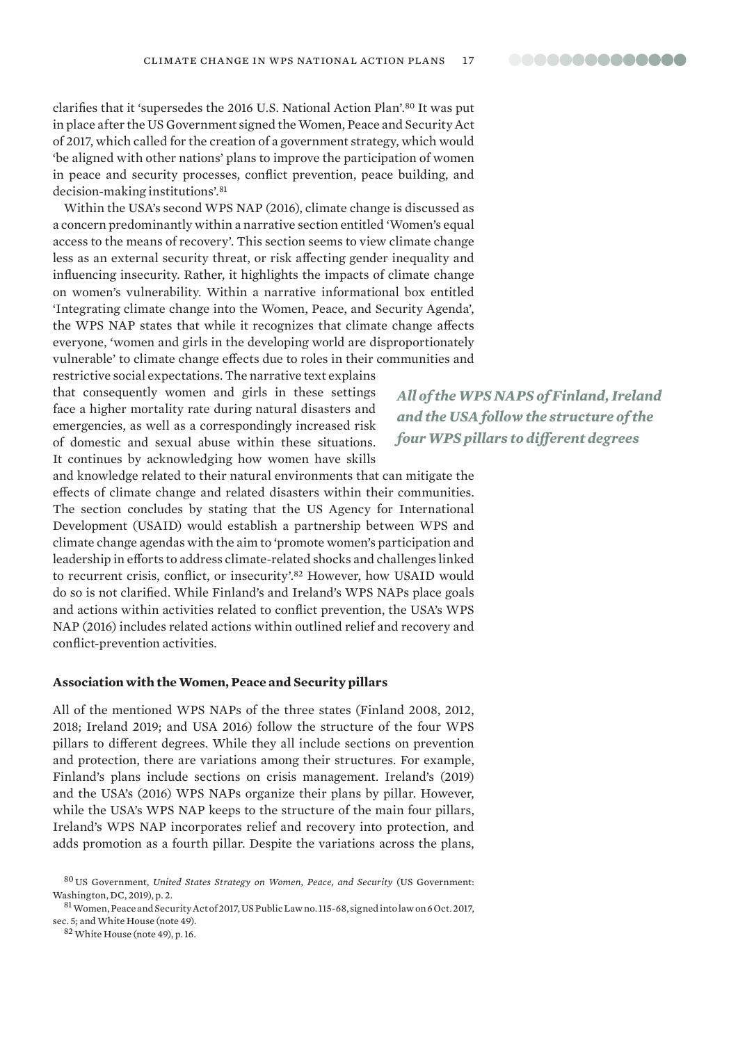clarifies that it 'supersedes the 2016 U.S. National Action Plan'.[80] It was put in place after the US Government signed the Women, Peace and Security Act of 2017, which called for the creation of a government strategy, which would 'be aligned with other nations' plans to improve the participation of women in peace and security processes, conflict prevention, peace building, and decision-making institutions'.[81]

Within the USA's second WPS NAP (2016), climate change is discussed as a concern predominantly within a narrative section entitled 'Women's equal access to the means of recovery'. This section seems to view climate change less as an external security threat, or risk affecting gender inequality and influencing insecurity. Rather, it highlights the impacts of climate change on women's vulnerability. Within a narrative informational box entitled 'Integrating climate change into the Women, Peace, and Security Agenda', the WPS NAP states that while it recognizes that climate change affects everyone, 'women and girls in the developing world are disproportionately vulnerable' to climate change effects due to roles in their communities and restrictive social expectations. The narrative text explains that consequently women and girls in these settings face a higher mortality rate during natural disasters and emergencies, as well as a correspondingly increased risk of domestic and sexual abuse within these situations. It continues by acknowledging how women have skills and knowledge related to their natural environments that can mitigate the effects of climate change and related disasters within their communities. The section concludes by stating that the US Agency for International Development (USAID) would establish a partnership between WPS and climate change agendas with the aim to 'promote women's participation and leadership in efforts to address climate-related shocks and challenges linked to recurrent crisis, conflict, or insecurity'.[82] However, how USAID would do so is not clarified. While Finland's and Ireland's WPS NAPs place goals and actions within activities related to conflict prevention, the USA's WPS NAP (2016) includes related actions within outlined relief and recovery and conflict-prevention activities.

*All of the WPS NAPS of Finland, Ireland and the USA follow the structure of the four WPS pillars to different degrees*

**Association with the Women, Peace and Security pillars**

All of the mentioned WPS NAPs of the three states (Finland 2008, 2012, 2018; Ireland 2019; and USA 2016) follow the structure of the four WPS pillars to different degrees. While they all include sections on prevention and protection, there are variations among their structures. For example, Finland's plans include sections on crisis management. Ireland's (2019) and the USA's (2016) WPS NAPs organize their plans by pillar. However, while the USA's WPS NAP keeps to the structure of the main four pillars, Ireland's WPS NAP incorporates relief and recovery into protection, and adds promotion as a fourth pillar. Despite the variations across the plans,

[80] US Government, *United States Strategy on Women, Peace, and Security* (US Government: Washington, DC, 2019), p. 2.

[81] Women, Peace and Security Act of 2017, US Public Law no. 115-68, signed into law on 6 Oct. 2017, sec. 5; and White House (note 49).

[82] White House (note 49), p. 16.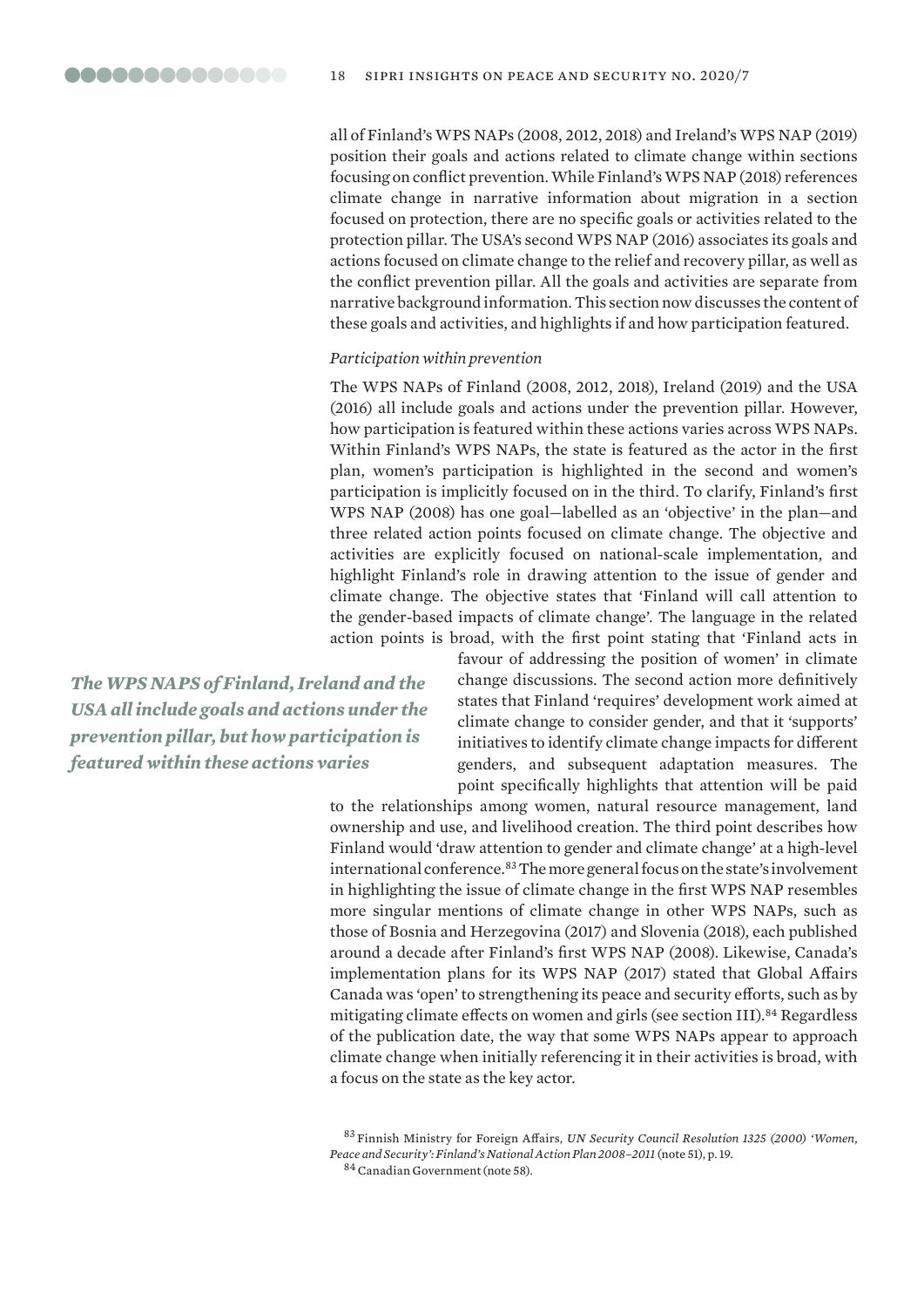all of Finland's WPS NAPs (2008, 2012, 2018) and Ireland's WPS NAP (2019) position their goals and actions related to climate change within sections focusing on conflict prevention. While Finland's WPS NAP (2018) references climate change in narrative information about migration in a section focused on protection, there are no specific goals or activities related to the protection pillar. The USA's second WPS NAP (2016) associates its goals and actions focused on climate change to the relief and recovery pillar, as well as the conflict prevention pillar. All the goals and activities are separate from narrative background information. This section now discusses the content of these goals and activities, and highlights if and how participation featured.

*Participation within prevention*

The WPS NAPs of Finland (2008, 2012, 2018), Ireland (2019) and the USA (2016) all include goals and actions under the prevention pillar. However, how participation is featured within these actions varies across WPS NAPs. Within Finland's WPS NAPs, the state is featured as the actor in the first plan, women's participation is highlighted in the second and women's participation is implicitly focused on in the third. To clarify, Finland's first WPS NAP (2008) has one goal—labelled as an 'objective' in the plan—and three related action points focused on climate change. The objective and activities are explicitly focused on national-scale implementation, and highlight Finland's role in drawing attention to the issue of gender and climate change. The objective states that 'Finland will call attention to the gender-based impacts of climate change'. The language in the related action points is broad, with the first point stating that 'Finland acts in favour of addressing the position of women' in climate change discussions. The second action more definitively states that Finland 'requires' development work aimed at climate change to consider gender, and that it 'supports' initiatives to identify climate change impacts for different genders, and subsequent adaptation measures. The point specifically highlights that attention will be paid to the relationships among women, natural resource management, land ownership and use, and livelihood creation. The third point describes how Finland would 'draw attention to gender and climate change' at a high-level international conference.[83] The more general focus on the state's involvement in highlighting the issue of climate change in the first WPS NAP resembles more singular mentions of climate change in other WPS NAPs, such as those of Bosnia and Herzegovina (2017) and Slovenia (2018), each published around a decade after Finland's first WPS NAP (2008). Likewise, Canada's implementation plans for its WPS NAP (2017) stated that Global Affairs Canada was 'open' to strengthening its peace and security efforts, such as by mitigating climate effects on women and girls (see section III).[84] Regardless of the publication date, the way that some WPS NAPs appear to approach climate change when initially referencing it in their activities is broad, with a focus on the state as the key actor.

***The WPS NAPS of Finland, Ireland and the USA all include goals and actions under the prevention pillar, but how participation is featured within these actions varies***

[83] Finnish Ministry for Foreign Affairs, *UN Security Council Resolution 1325 (2000) 'Women, Peace and Security': Finland's National Action Plan 2008–2011* (note 51), p. 19.

[84] Canadian Government (note 58).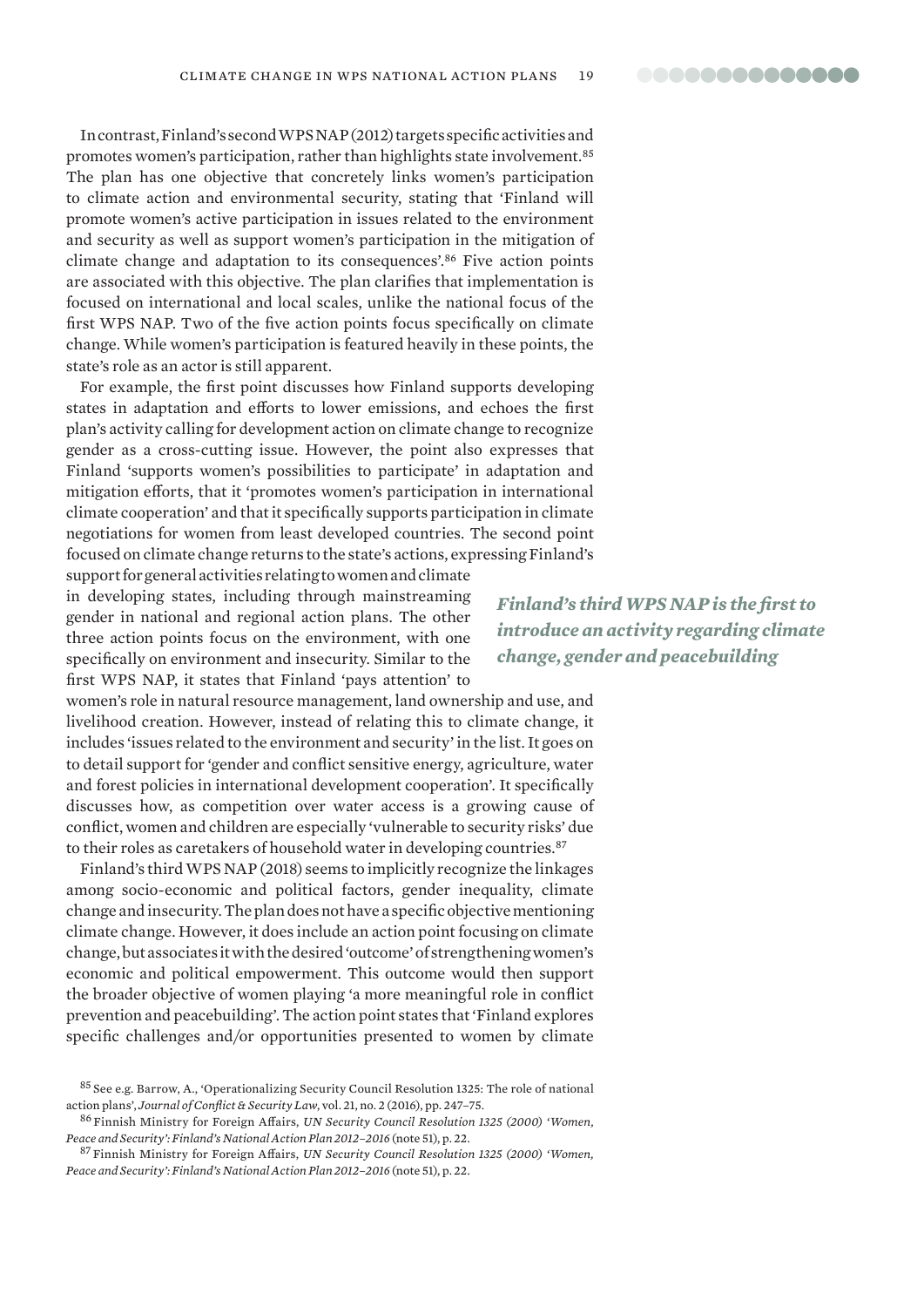In contrast, Finland's second WPS NAP (2012) targets specific activities and promotes women's participation, rather than highlights state involvement.[85] The plan has one objective that concretely links women's participation to climate action and environmental security, stating that 'Finland will promote women's active participation in issues related to the environment and security as well as support women's participation in the mitigation of climate change and adaptation to its consequences'.[86] Five action points are associated with this objective. The plan clarifies that implementation is focused on international and local scales, unlike the national focus of the first WPS NAP. Two of the five action points focus specifically on climate change. While women's participation is featured heavily in these points, the state's role as an actor is still apparent.

For example, the first point discusses how Finland supports developing states in adaptation and efforts to lower emissions, and echoes the first plan's activity calling for development action on climate change to recognize gender as a cross-cutting issue. However, the point also expresses that Finland 'supports women's possibilities to participate' in adaptation and mitigation efforts, that it 'promotes women's participation in international climate cooperation' and that it specifically supports participation in climate negotiations for women from least developed countries. The second point focused on climate change returns to the state's actions, expressing Finland's support for general activities relating to women and climate in developing states, including through mainstreaming gender in national and regional action plans. The other three action points focus on the environment, with one specifically on environment and insecurity. Similar to the first WPS NAP, it states that Finland 'pays attention' to women's role in natural resource management, land ownership and use, and livelihood creation. However, instead of relating this to climate change, it includes 'issues related to the environment and security' in the list. It goes on to detail support for 'gender and conflict sensitive energy, agriculture, water and forest policies in international development cooperation'. It specifically discusses how, as competition over water access is a growing cause of conflict, women and children are especially 'vulnerable to security risks' due to their roles as caretakers of household water in developing countries.[87]

***Finland's third WPS NAP is the first to introduce an activity regarding climate change, gender and peacebuilding***

Finland's third WPS NAP (2018) seems to implicitly recognize the linkages among socio-economic and political factors, gender inequality, climate change and insecurity. The plan does not have a specific objective mentioning climate change. However, it does include an action point focusing on climate change, but associates it with the desired 'outcome' of strengthening women's economic and political empowerment. This outcome would then support the broader objective of women playing 'a more meaningful role in conflict prevention and peacebuilding'. The action point states that 'Finland explores specific challenges and/or opportunities presented to women by climate

[85] See e.g. Barrow, A., 'Operationalizing Security Council Resolution 1325: The role of national action plans', *Journal of Conflict & Security Law*, vol. 21, no. 2 (2016), pp. 247–75.

[86] Finnish Ministry for Foreign Affairs, *UN Security Council Resolution 1325 (2000) 'Women, Peace and Security': Finland's National Action Plan 2012–2016* (note 51), p. 22.

[87] Finnish Ministry for Foreign Affairs, *UN Security Council Resolution 1325 (2000) 'Women, Peace and Security': Finland's National Action Plan 2012–2016* (note 51), p. 22.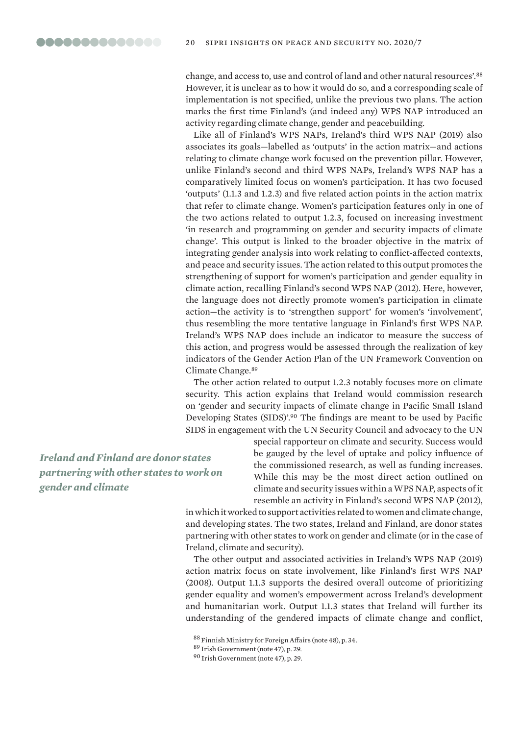change, and access to, use and control of land and other natural resources'.[88] However, it is unclear as to how it would do so, and a corresponding scale of implementation is not specified, unlike the previous two plans. The action marks the first time Finland's (and indeed any) WPS NAP introduced an activity regarding climate change, gender and peacebuilding.

Like all of Finland's WPS NAPs, Ireland's third WPS NAP (2019) also associates its goals—labelled as 'outputs' in the action matrix—and actions relating to climate change work focused on the prevention pillar. However, unlike Finland's second and third WPS NAPs, Ireland's WPS NAP has a comparatively limited focus on women's participation. It has two focused 'outputs' (1.1.3 and 1.2.3) and five related action points in the action matrix that refer to climate change. Women's participation features only in one of the two actions related to output 1.2.3, focused on increasing investment 'in research and programming on gender and security impacts of climate change'. This output is linked to the broader objective in the matrix of integrating gender analysis into work relating to conflict-affected contexts, and peace and security issues. The action related to this output promotes the strengthening of support for women's participation and gender equality in climate action, recalling Finland's second WPS NAP (2012). Here, however, the language does not directly promote women's participation in climate action—the activity is to 'strengthen support' for women's 'involvement', thus resembling the more tentative language in Finland's first WPS NAP. Ireland's WPS NAP does include an indicator to measure the success of this action, and progress would be assessed through the realization of key indicators of the Gender Action Plan of the UN Framework Convention on Climate Change.[89]

The other action related to output 1.2.3 notably focuses more on climate security. This action explains that Ireland would commission research on 'gender and security impacts of climate change in Pacific Small Island Developing States (SIDS)'.[90] The findings are meant to be used by Pacific SIDS in engagement with the UN Security Council and advocacy to the UN special rapporteur on climate and security. Success would be gauged by the level of uptake and policy influence of the commissioned research, as well as funding increases. While this may be the most direct action outlined on climate and security issues within a WPS NAP, aspects of it resemble an activity in Finland's second WPS NAP (2012), in which it worked to support activities related to women and climate change, and developing states. The two states, Ireland and Finland, are donor states partnering with other states to work on gender and climate (or in the case of Ireland, climate and security).

*Ireland and Finland are donor states partnering with other states to work on gender and climate*

The other output and associated activities in Ireland's WPS NAP (2019) action matrix focus on state involvement, like Finland's first WPS NAP (2008). Output 1.1.3 supports the desired overall outcome of prioritizing gender equality and women's empowerment across Ireland's development and humanitarian work. Output 1.1.3 states that Ireland will further its understanding of the gendered impacts of climate change and conflict,

[88] Finnish Ministry for Foreign Affairs (note 48), p. 34.

[89] Irish Government (note 47), p. 29.

[90] Irish Government (note 47), p. 29.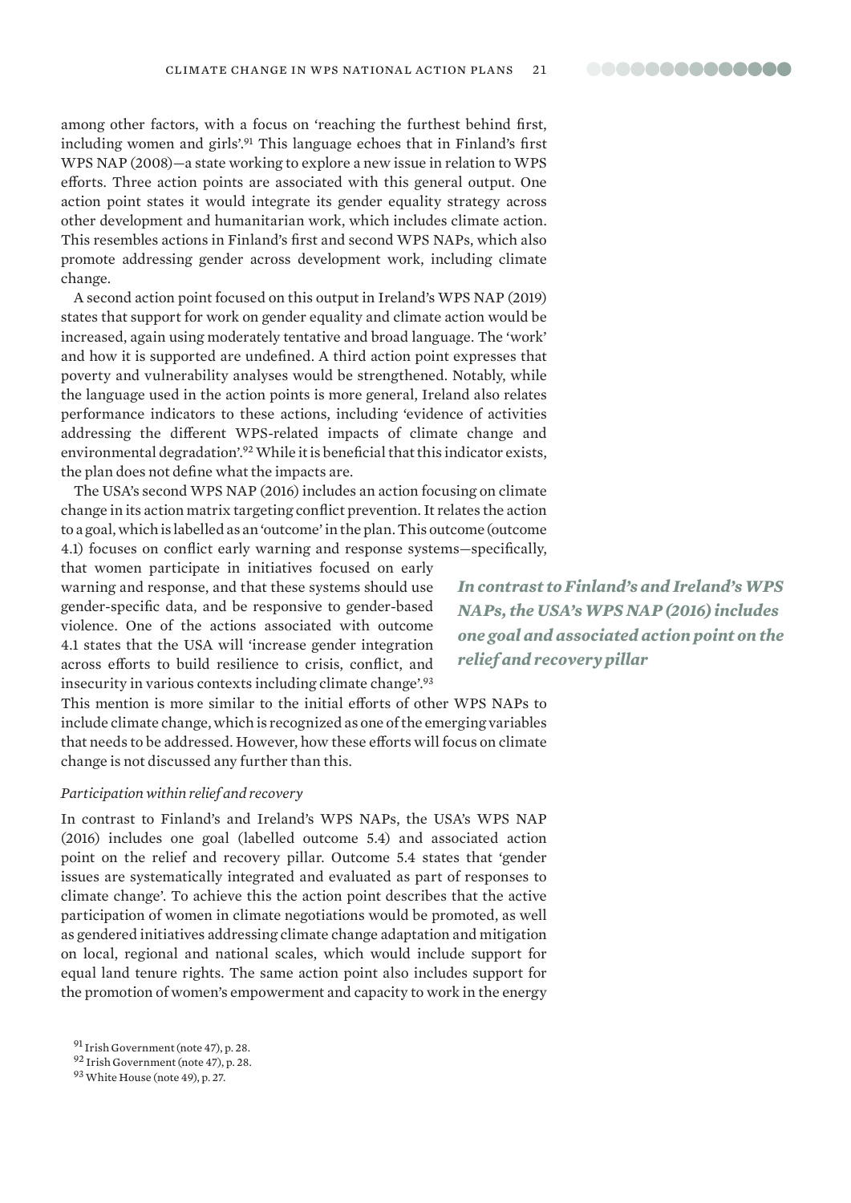among other factors, with a focus on 'reaching the furthest behind first, including women and girls'.[91] This language echoes that in Finland's first WPS NAP (2008)—a state working to explore a new issue in relation to WPS efforts. Three action points are associated with this general output. One action point states it would integrate its gender equality strategy across other development and humanitarian work, which includes climate action. This resembles actions in Finland's first and second WPS NAPs, which also promote addressing gender across development work, including climate change.

A second action point focused on this output in Ireland's WPS NAP (2019) states that support for work on gender equality and climate action would be increased, again using moderately tentative and broad language. The 'work' and how it is supported are undefined. A third action point expresses that poverty and vulnerability analyses would be strengthened. Notably, while the language used in the action points is more general, Ireland also relates performance indicators to these actions, including 'evidence of activities addressing the different WPS-related impacts of climate change and environmental degradation'.[92] While it is beneficial that this indicator exists, the plan does not define what the impacts are.

The USA's second WPS NAP (2016) includes an action focusing on climate change in its action matrix targeting conflict prevention. It relates the action to a goal, which is labelled as an 'outcome' in the plan. This outcome (outcome 4.1) focuses on conflict early warning and response systems—specifically, that women participate in initiatives focused on early warning and response, and that these systems should use gender-specific data, and be responsive to gender-based violence. One of the actions associated with outcome 4.1 states that the USA will 'increase gender integration across efforts to build resilience to crisis, conflict, and insecurity in various contexts including climate change'.[93] This mention is more similar to the initial efforts of other WPS NAPs to include climate change, which is recognized as one of the emerging variables that needs to be addressed. However, how these efforts will focus on climate change is not discussed any further than this.

***In contrast to Finland's and Ireland's WPS NAPs, the USA's WPS NAP (2016) includes one goal and associated action point on the relief and recovery pillar***

*Participation within relief and recovery*

In contrast to Finland's and Ireland's WPS NAPs, the USA's WPS NAP (2016) includes one goal (labelled outcome 5.4) and associated action point on the relief and recovery pillar. Outcome 5.4 states that 'gender issues are systematically integrated and evaluated as part of responses to climate change'. To achieve this the action point describes that the active participation of women in climate negotiations would be promoted, as well as gendered initiatives addressing climate change adaptation and mitigation on local, regional and national scales, which would include support for equal land tenure rights. The same action point also includes support for the promotion of women's empowerment and capacity to work in the energy

[91] Irish Government (note 47), p. 28.

[92] Irish Government (note 47), p. 28.

[93] White House (note 49), p. 27.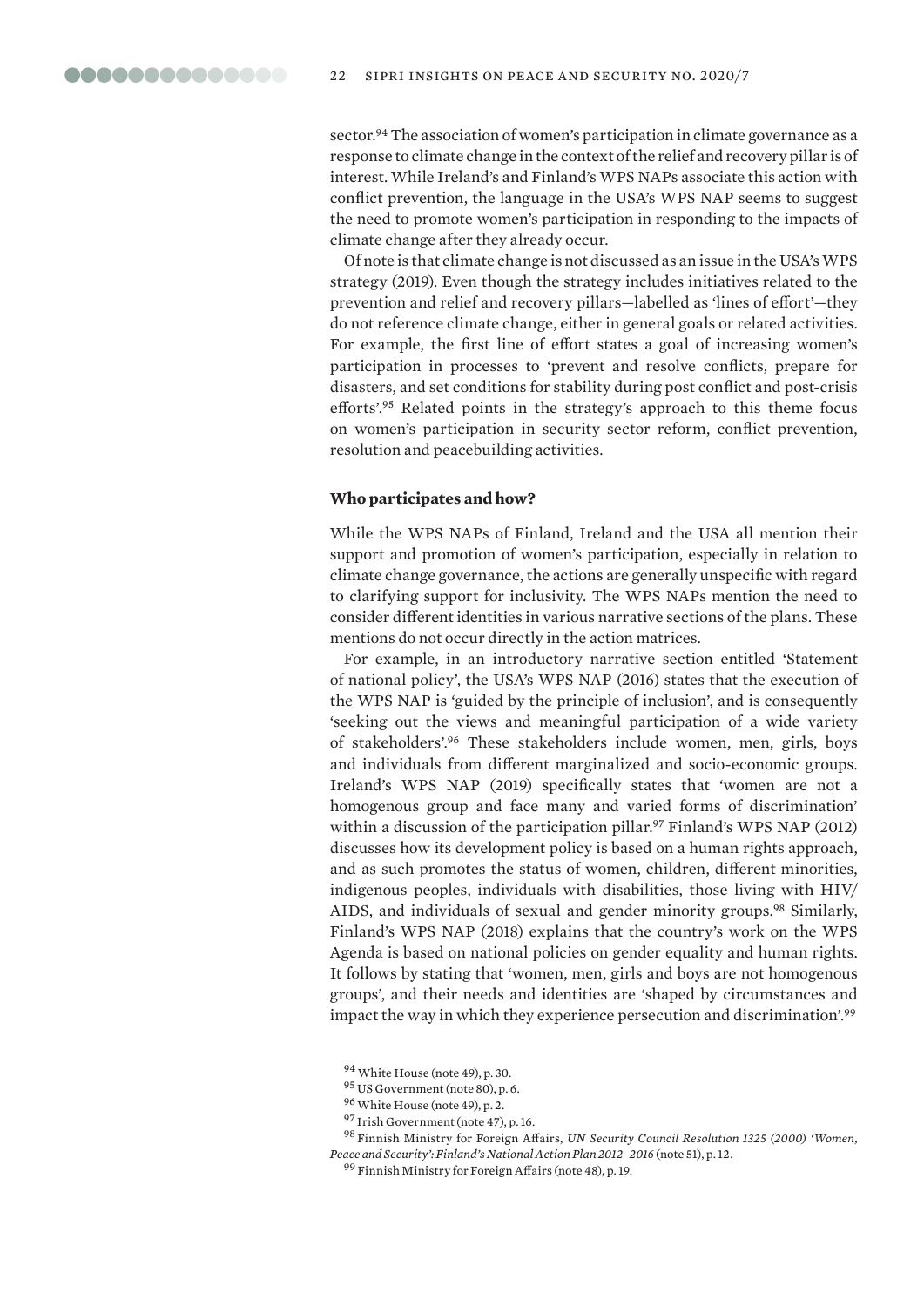sector.[94] The association of women's participation in climate governance as a response to climate change in the context of the relief and recovery pillar is of interest. While Ireland's and Finland's WPS NAPs associate this action with conflict prevention, the language in the USA's WPS NAP seems to suggest the need to promote women's participation in responding to the impacts of climate change after they already occur.

Of note is that climate change is not discussed as an issue in the USA's WPS strategy (2019). Even though the strategy includes initiatives related to the prevention and relief and recovery pillars—labelled as 'lines of effort'—they do not reference climate change, either in general goals or related activities. For example, the first line of effort states a goal of increasing women's participation in processes to 'prevent and resolve conflicts, prepare for disasters, and set conditions for stability during post conflict and post-crisis efforts'.[95] Related points in the strategy's approach to this theme focus on women's participation in security sector reform, conflict prevention, resolution and peacebuilding activities.

### Who participates and how?

While the WPS NAPs of Finland, Ireland and the USA all mention their support and promotion of women's participation, especially in relation to climate change governance, the actions are generally unspecific with regard to clarifying support for inclusivity. The WPS NAPs mention the need to consider different identities in various narrative sections of the plans. These mentions do not occur directly in the action matrices.

For example, in an introductory narrative section entitled 'Statement of national policy', the USA's WPS NAP (2016) states that the execution of the WPS NAP is 'guided by the principle of inclusion', and is consequently 'seeking out the views and meaningful participation of a wide variety of stakeholders'.[96] These stakeholders include women, men, girls, boys and individuals from different marginalized and socio-economic groups. Ireland's WPS NAP (2019) specifically states that 'women are not a homogenous group and face many and varied forms of discrimination' within a discussion of the participation pillar.[97] Finland's WPS NAP (2012) discusses how its development policy is based on a human rights approach, and as such promotes the status of women, children, different minorities, indigenous peoples, individuals with disabilities, those living with HIV/AIDS, and individuals of sexual and gender minority groups.[98] Similarly, Finland's WPS NAP (2018) explains that the country's work on the WPS Agenda is based on national policies on gender equality and human rights. It follows by stating that 'women, men, girls and boys are not homogenous groups', and their needs and identities are 'shaped by circumstances and impact the way in which they experience persecution and discrimination'.[99]

[94] White House (note 49), p. 30.

[95] US Government (note 80), p. 6.

[96] White House (note 49), p. 2.

[97] Irish Government (note 47), p. 16.

[98] Finnish Ministry for Foreign Affairs, *UN Security Council Resolution 1325 (2000) 'Women, Peace and Security': Finland's National Action Plan 2012–2016* (note 51), p. 12.

[99] Finnish Ministry for Foreign Affairs (note 48), p. 19.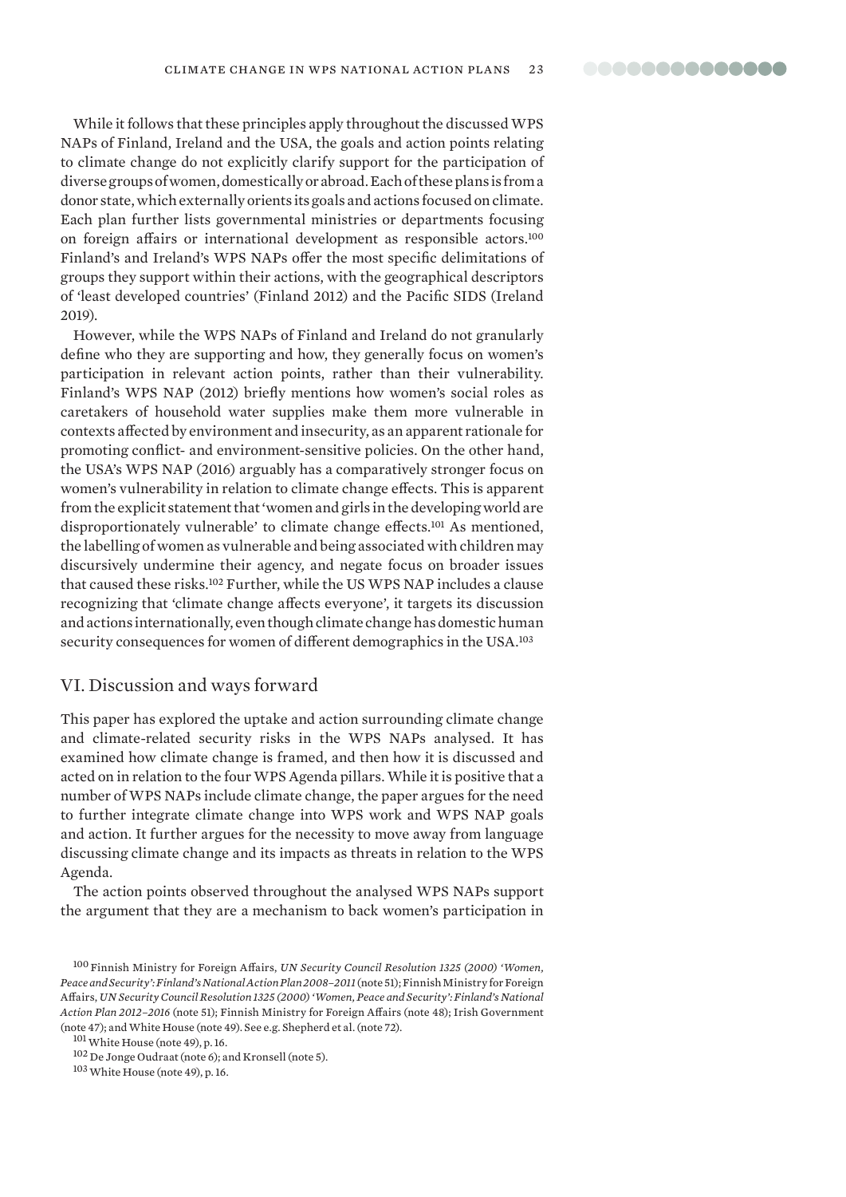While it follows that these principles apply throughout the discussed WPS NAPs of Finland, Ireland and the USA, the goals and action points relating to climate change do not explicitly clarify support for the participation of diverse groups of women, domestically or abroad. Each of these plans is from a donor state, which externally orients its goals and actions focused on climate. Each plan further lists governmental ministries or departments focusing on foreign affairs or international development as responsible actors.[100] Finland's and Ireland's WPS NAPs offer the most specific delimitations of groups they support within their actions, with the geographical descriptors of 'least developed countries' (Finland 2012) and the Pacific SIDS (Ireland 2019).

However, while the WPS NAPs of Finland and Ireland do not granularly define who they are supporting and how, they generally focus on women's participation in relevant action points, rather than their vulnerability. Finland's WPS NAP (2012) briefly mentions how women's social roles as caretakers of household water supplies make them more vulnerable in contexts affected by environment and insecurity, as an apparent rationale for promoting conflict- and environment-sensitive policies. On the other hand, the USA's WPS NAP (2016) arguably has a comparatively stronger focus on women's vulnerability in relation to climate change effects. This is apparent from the explicit statement that 'women and girls in the developing world are disproportionately vulnerable' to climate change effects.[101] As mentioned, the labelling of women as vulnerable and being associated with children may discursively undermine their agency, and negate focus on broader issues that caused these risks.[102] Further, while the US WPS NAP includes a clause recognizing that 'climate change affects everyone', it targets its discussion and actions internationally, even though climate change has domestic human security consequences for women of different demographics in the USA.[103]

## VI. Discussion and ways forward

This paper has explored the uptake and action surrounding climate change and climate-related security risks in the WPS NAPs analysed. It has examined how climate change is framed, and then how it is discussed and acted on in relation to the four WPS Agenda pillars. While it is positive that a number of WPS NAPs include climate change, the paper argues for the need to further integrate climate change into WPS work and WPS NAP goals and action. It further argues for the necessity to move away from language discussing climate change and its impacts as threats in relation to the WPS Agenda.

The action points observed throughout the analysed WPS NAPs support the argument that they are a mechanism to back women's participation in

[100] Finnish Ministry for Foreign Affairs, *UN Security Council Resolution 1325 (2000) 'Women, Peace and Security': Finland's National Action Plan 2008–2011* (note 51); Finnish Ministry for Foreign Affairs, *UN Security Council Resolution 1325 (2000) 'Women, Peace and Security': Finland's National Action Plan 2012–2016* (note 51); Finnish Ministry for Foreign Affairs (note 48); Irish Government (note 47); and White House (note 49). See e.g. Shepherd et al. (note 72).

[101] White House (note 49), p. 16.

[102] De Jonge Oudraat (note 6); and Kronsell (note 5).

[103] White House (note 49), p. 16.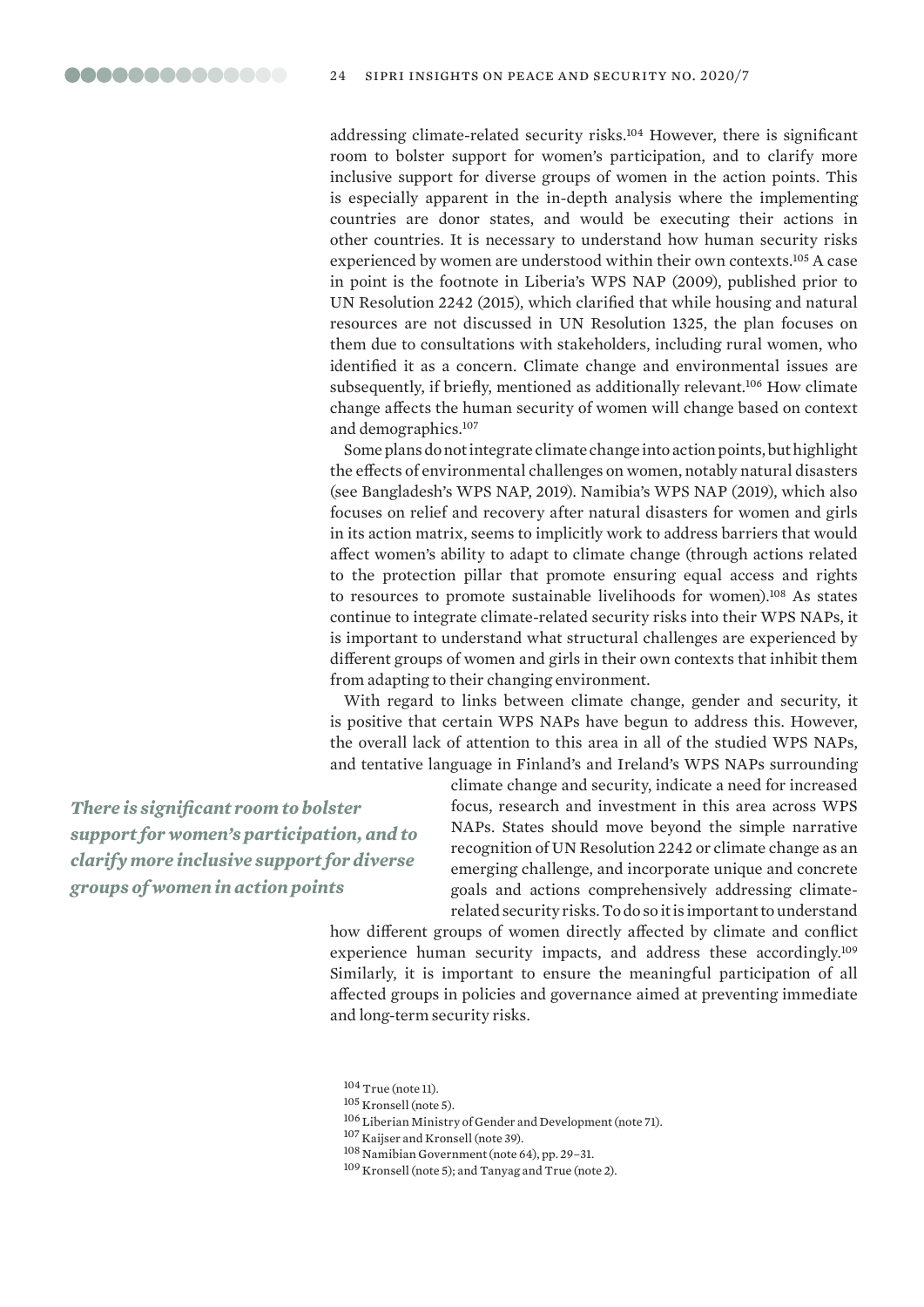addressing climate-related security risks.[104] However, there is significant room to bolster support for women's participation, and to clarify more inclusive support for diverse groups of women in the action points. This is especially apparent in the in-depth analysis where the implementing countries are donor states, and would be executing their actions in other countries. It is necessary to understand how human security risks experienced by women are understood within their own contexts.[105] A case in point is the footnote in Liberia's WPS NAP (2009), published prior to UN Resolution 2242 (2015), which clarified that while housing and natural resources are not discussed in UN Resolution 1325, the plan focuses on them due to consultations with stakeholders, including rural women, who identified it as a concern. Climate change and environmental issues are subsequently, if briefly, mentioned as additionally relevant.[106] How climate change affects the human security of women will change based on context and demographics.[107]

Some plans do not integrate climate change into action points, but highlight the effects of environmental challenges on women, notably natural disasters (see Bangladesh's WPS NAP, 2019). Namibia's WPS NAP (2019), which also focuses on relief and recovery after natural disasters for women and girls in its action matrix, seems to implicitly work to address barriers that would affect women's ability to adapt to climate change (through actions related to the protection pillar that promote ensuring equal access and rights to resources to promote sustainable livelihoods for women).[108] As states continue to integrate climate-related security risks into their WPS NAPs, it is important to understand what structural challenges are experienced by different groups of women and girls in their own contexts that inhibit them from adapting to their changing environment.

With regard to links between climate change, gender and security, it is positive that certain WPS NAPs have begun to address this. However, the overall lack of attention to this area in all of the studied WPS NAPs, and tentative language in Finland's and Ireland's WPS NAPs surrounding climate change and security, indicate a need for increased focus, research and investment in this area across WPS NAPs. States should move beyond the simple narrative recognition of UN Resolution 2242 or climate change as an emerging challenge, and incorporate unique and concrete goals and actions comprehensively addressing climate-related security risks. To do so it is important to understand how different groups of women directly affected by climate and conflict experience human security impacts, and address these accordingly.[109] Similarly, it is important to ensure the meaningful participation of all affected groups in policies and governance aimed at preventing immediate and long-term security risks.

***There is significant room to bolster support for women's participation, and to clarify more inclusive support for diverse groups of women in action points***

[104] True (note 11).

[105] Kronsell (note 5).

[106] Liberian Ministry of Gender and Development (note 71).

[107] Kaijser and Kronsell (note 39).

[108] Namibian Government (note 64), pp. 29–31.

[109] Kronsell (note 5); and Tanyag and True (note 2).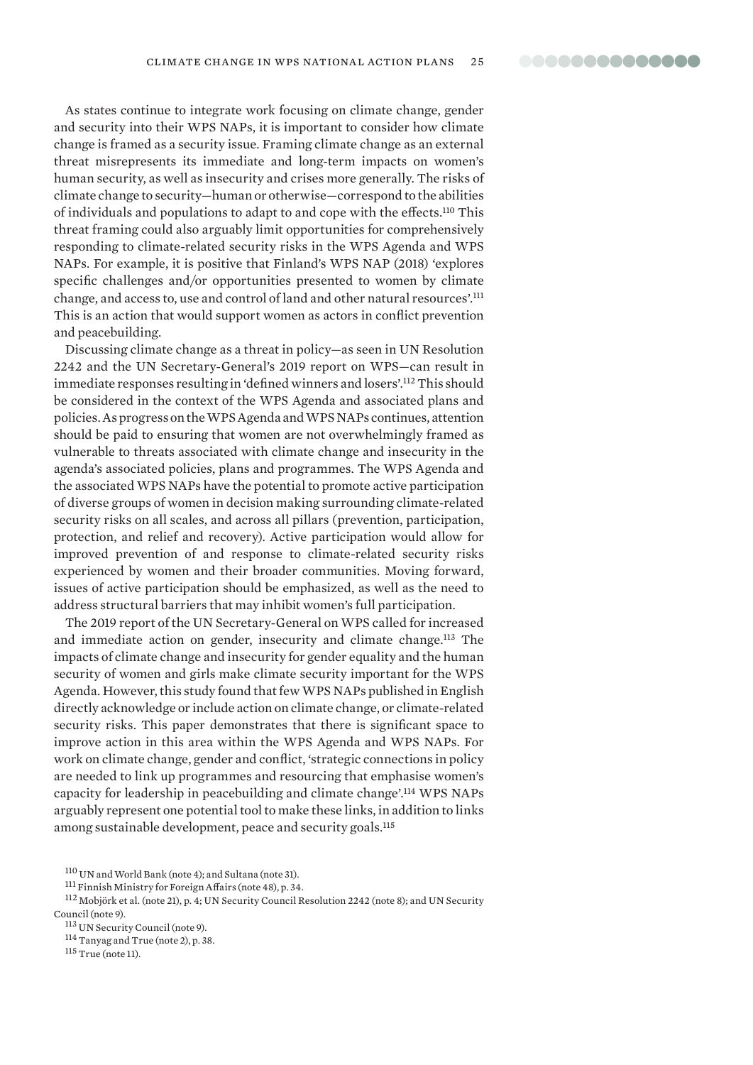As states continue to integrate work focusing on climate change, gender and security into their WPS NAPs, it is important to consider how climate change is framed as a security issue. Framing climate change as an external threat misrepresents its immediate and long-term impacts on women's human security, as well as insecurity and crises more generally. The risks of climate change to security—human or otherwise—correspond to the abilities of individuals and populations to adapt to and cope with the effects.[110] This threat framing could also arguably limit opportunities for comprehensively responding to climate-related security risks in the WPS Agenda and WPS NAPs. For example, it is positive that Finland's WPS NAP (2018) 'explores specific challenges and/or opportunities presented to women by climate change, and access to, use and control of land and other natural resources'.[111] This is an action that would support women as actors in conflict prevention and peacebuilding.

Discussing climate change as a threat in policy—as seen in UN Resolution 2242 and the UN Secretary-General's 2019 report on WPS—can result in immediate responses resulting in 'defined winners and losers'.[112] This should be considered in the context of the WPS Agenda and associated plans and policies. As progress on the WPS Agenda and WPS NAPs continues, attention should be paid to ensuring that women are not overwhelmingly framed as vulnerable to threats associated with climate change and insecurity in the agenda's associated policies, plans and programmes. The WPS Agenda and the associated WPS NAPs have the potential to promote active participation of diverse groups of women in decision making surrounding climate-related security risks on all scales, and across all pillars (prevention, participation, protection, and relief and recovery). Active participation would allow for improved prevention of and response to climate-related security risks experienced by women and their broader communities. Moving forward, issues of active participation should be emphasized, as well as the need to address structural barriers that may inhibit women's full participation.

The 2019 report of the UN Secretary-General on WPS called for increased and immediate action on gender, insecurity and climate change.[113] The impacts of climate change and insecurity for gender equality and the human security of women and girls make climate security important for the WPS Agenda. However, this study found that few WPS NAPs published in English directly acknowledge or include action on climate change, or climate-related security risks. This paper demonstrates that there is significant space to improve action in this area within the WPS Agenda and WPS NAPs. For work on climate change, gender and conflict, 'strategic connections in policy are needed to link up programmes and resourcing that emphasise women's capacity for leadership in peacebuilding and climate change'.[114] WPS NAPs arguably represent one potential tool to make these links, in addition to links among sustainable development, peace and security goals.[115]

[110] UN and World Bank (note 4); and Sultana (note 31).

[111] Finnish Ministry for Foreign Affairs (note 48), p. 34.

[112] Mobjörk et al. (note 21), p. 4; UN Security Council Resolution 2242 (note 8); and UN Security Council (note 9).

[113] UN Security Council (note 9).

[114] Tanyag and True (note 2), p. 38.

[115] True (note 11).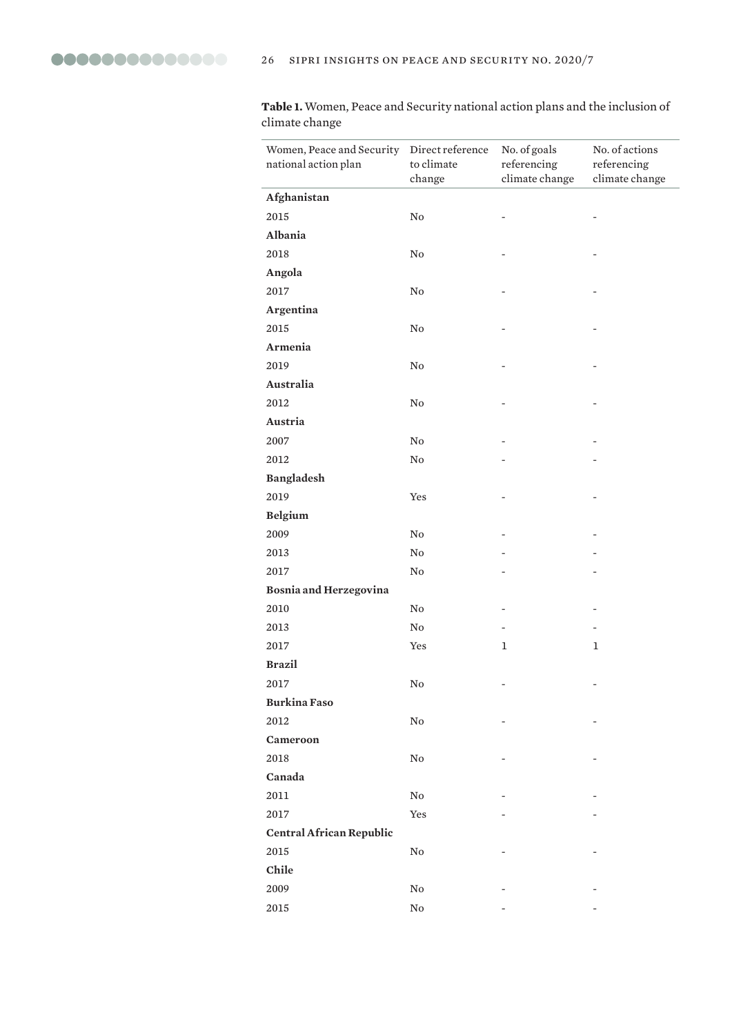**Table 1.** Women, Peace and Security national action plans and the inclusion of climate change

| Women, Peace and Security national action plan | Direct reference to climate change | No. of goals referencing climate change | No. of actions referencing climate change |
|---|---|---|---|
| **Afghanistan** | | | |
| 2015 | No | - | - |
| **Albania** | | | |
| 2018 | No | - | - |
| **Angola** | | | |
| 2017 | No | - | - |
| **Argentina** | | | |
| 2015 | No | - | - |
| **Armenia** | | | |
| 2019 | No | - | - |
| **Australia** | | | |
| 2012 | No | - | - |
| **Austria** | | | |
| 2007 | No | - | - |
| 2012 | No | - | - |
| **Bangladesh** | | | |
| 2019 | Yes | - | - |
| **Belgium** | | | |
| 2009 | No | - | - |
| 2013 | No | - | - |
| 2017 | No | - | - |
| **Bosnia and Herzegovina** | | | |
| 2010 | No | - | - |
| 2013 | No | - | - |
| 2017 | Yes | 1 | 1 |
| **Brazil** | | | |
| 2017 | No | - | - |
| **Burkina Faso** | | | |
| 2012 | No | - | - |
| **Cameroon** | | | |
| 2018 | No | - | - |
| **Canada** | | | |
| 2011 | No | - | - |
| 2017 | Yes | - | - |
| **Central African Republic** | | | |
| 2015 | No | - | - |
| **Chile** | | | |
| 2009 | No | - | - |
| 2015 | No | - | - |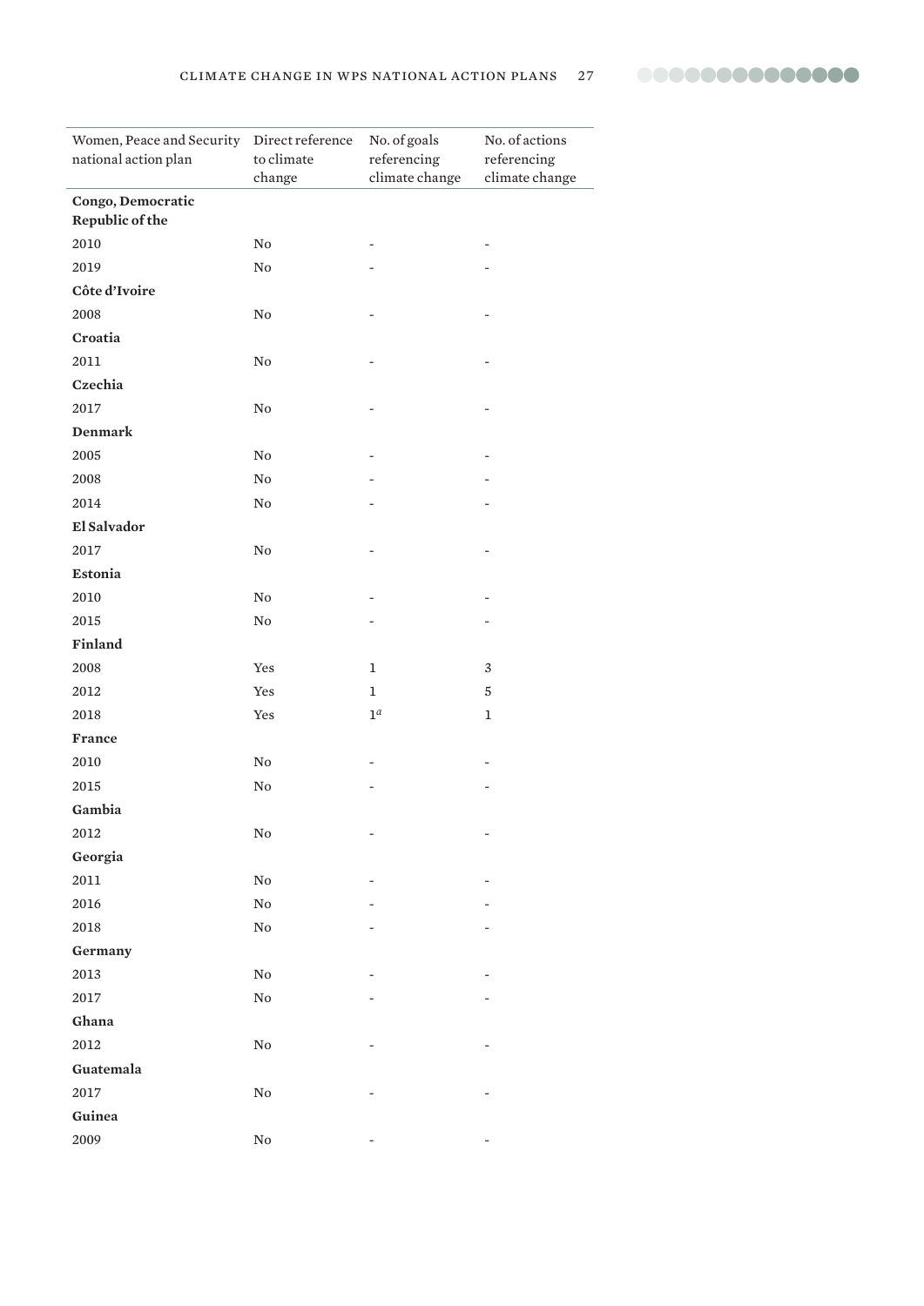| Women, Peace and Security national action plan | Direct reference to climate change | No. of goals referencing climate change | No. of actions referencing climate change |
|---|---|---|---|
| **Congo, Democratic Republic of the** | | | |
| 2010 | No | - | - |
| 2019 | No | - | - |
| **Côte d'Ivoire** | | | |
| 2008 | No | - | - |
| **Croatia** | | | |
| 2011 | No | - | - |
| **Czechia** | | | |
| 2017 | No | - | - |
| **Denmark** | | | |
| 2005 | No | - | - |
| 2008 | No | - | - |
| 2014 | No | - | - |
| **El Salvador** | | | |
| 2017 | No | - | - |
| **Estonia** | | | |
| 2010 | No | - | - |
| 2015 | No | - | - |
| **Finland** | | | |
| 2008 | Yes | 1 | 3 |
| 2012 | Yes | 1 | 5 |
| 2018 | Yes | 1[a] | 1 |
| **France** | | | |
| 2010 | No | - | - |
| 2015 | No | - | - |
| **Gambia** | | | |
| 2012 | No | - | - |
| **Georgia** | | | |
| 2011 | No | - | - |
| 2016 | No | - | - |
| 2018 | No | - | - |
| **Germany** | | | |
| 2013 | No | - | - |
| 2017 | No | - | - |
| **Ghana** | | | |
| 2012 | No | - | - |
| **Guatemala** | | | |
| 2017 | No | - | - |
| **Guinea** | | | |
| 2009 | No | - | - |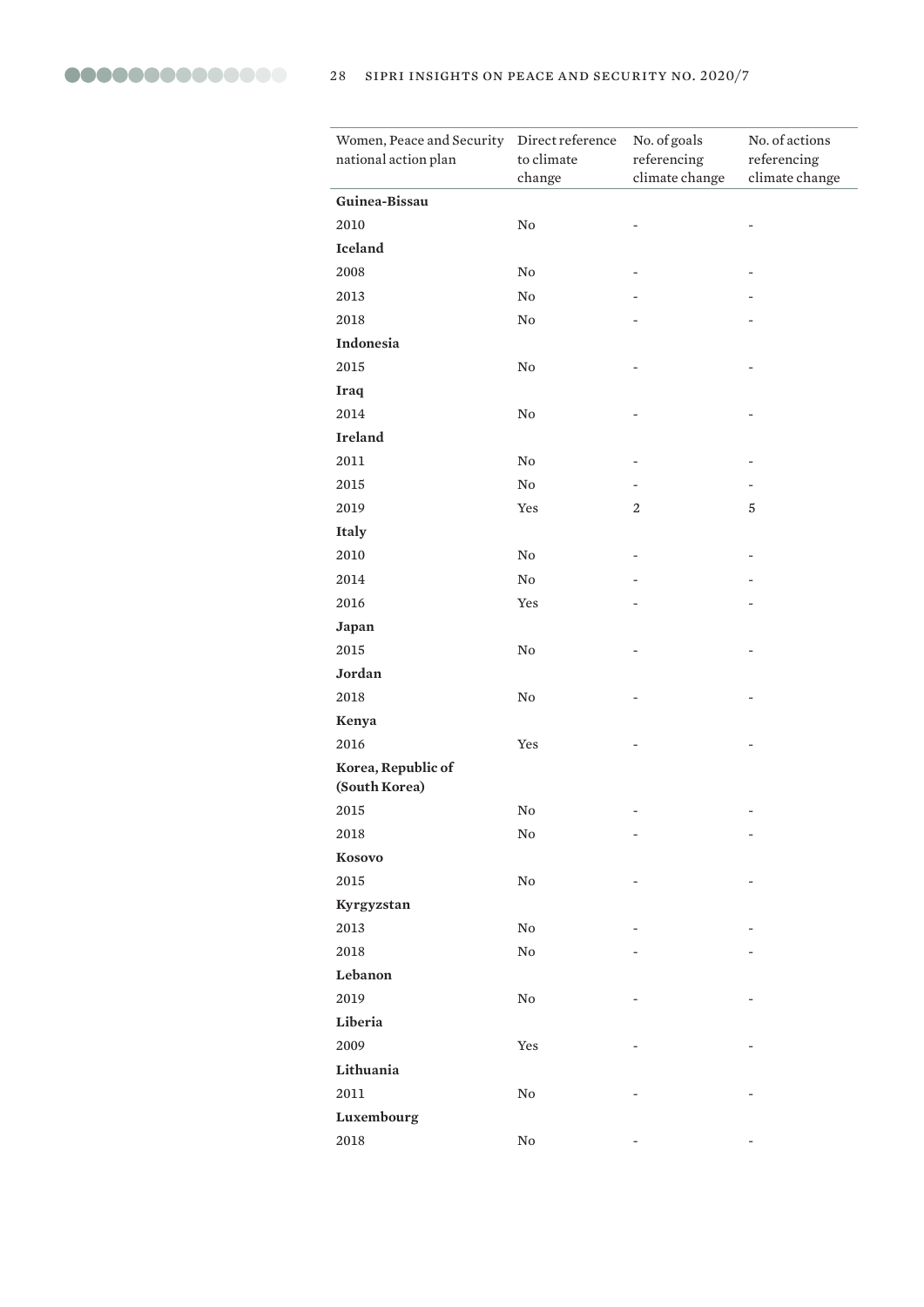| Women, Peace and Security national action plan | Direct reference to climate change | No. of goals referencing climate change | No. of actions referencing climate change |
|---|---|---|---|
| **Guinea-Bissau** | | | |
| 2010 | No | - | - |
| **Iceland** | | | |
| 2008 | No | - | - |
| 2013 | No | - | - |
| 2018 | No | - | - |
| **Indonesia** | | | |
| 2015 | No | - | - |
| **Iraq** | | | |
| 2014 | No | - | - |
| **Ireland** | | | |
| 2011 | No | - | - |
| 2015 | No | - | - |
| 2019 | Yes | 2 | 5 |
| **Italy** | | | |
| 2010 | No | - | - |
| 2014 | No | - | - |
| 2016 | Yes | - | - |
| **Japan** | | | |
| 2015 | No | - | - |
| **Jordan** | | | |
| 2018 | No | - | - |
| **Kenya** | | | |
| 2016 | Yes | - | - |
| **Korea, Republic of (South Korea)** | | | |
| 2015 | No | - | - |
| 2018 | No | - | - |
| **Kosovo** | | | |
| 2015 | No | - | - |
| **Kyrgyzstan** | | | |
| 2013 | No | - | - |
| 2018 | No | - | - |
| **Lebanon** | | | |
| 2019 | No | - | - |
| **Liberia** | | | |
| 2009 | Yes | - | - |
| **Lithuania** | | | |
| 2011 | No | - | - |
| **Luxembourg** | | | |
| 2018 | No | - | - |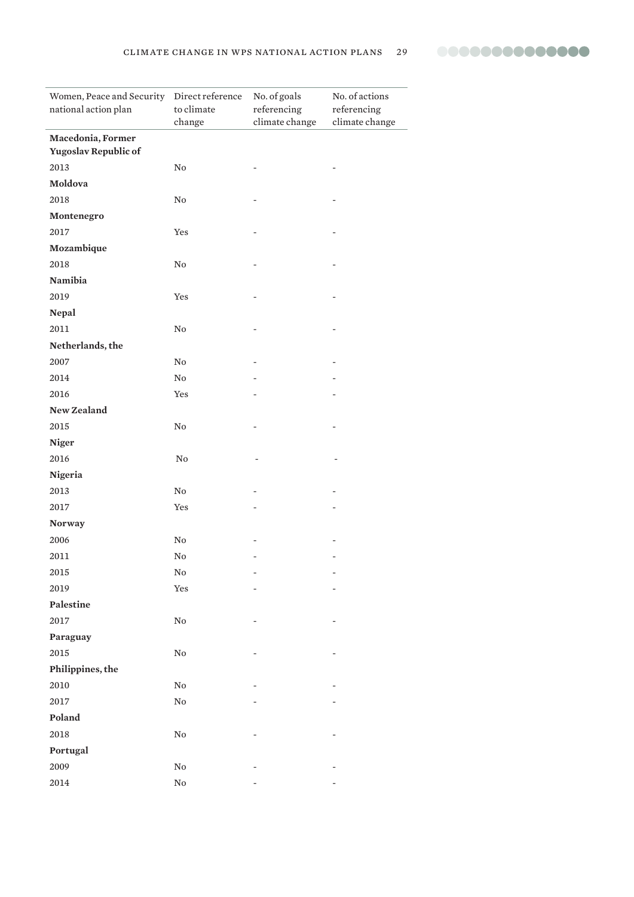| Women, Peace and Security national action plan | Direct reference to climate change | No. of goals referencing climate change | No. of actions referencing climate change |
|---|---|---|---|
| **Macedonia, Former Yugoslav Republic of** | | | |
| 2013 | No | - | - |
| **Moldova** | | | |
| 2018 | No | - | - |
| **Montenegro** | | | |
| 2017 | Yes | - | - |
| **Mozambique** | | | |
| 2018 | No | - | - |
| **Namibia** | | | |
| 2019 | Yes | - | - |
| **Nepal** | | | |
| 2011 | No | - | - |
| **Netherlands, the** | | | |
| 2007 | No | - | - |
| 2014 | No | - | - |
| 2016 | Yes | - | - |
| **New Zealand** | | | |
| 2015 | No | - | - |
| **Niger** | | | |
| 2016 | No | - | - |
| **Nigeria** | | | |
| 2013 | No | - | - |
| 2017 | Yes | - | - |
| **Norway** | | | |
| 2006 | No | - | - |
| 2011 | No | - | - |
| 2015 | No | - | - |
| 2019 | Yes | - | - |
| **Palestine** | | | |
| 2017 | No | - | - |
| **Paraguay** | | | |
| 2015 | No | - | - |
| **Philippines, the** | | | |
| 2010 | No | - | - |
| 2017 | No | - | - |
| **Poland** | | | |
| 2018 | No | - | - |
| **Portugal** | | | |
| 2009 | No | - | - |
| 2014 | No | - | - |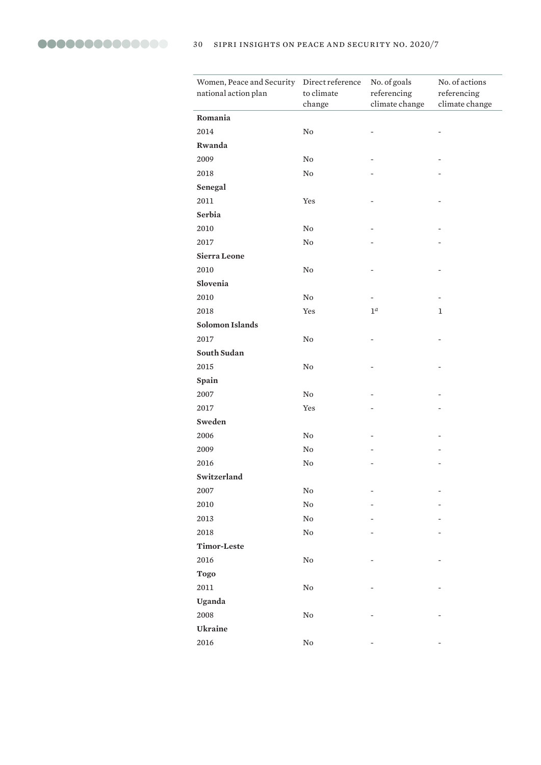| Women, Peace and Security national action plan | Direct reference to climate change | No. of goals referencing climate change | No. of actions referencing climate change |
|---|---|---|---|
| **Romania** | | | |
| 2014 | No | - | - |
| **Rwanda** | | | |
| 2009 | No | - | - |
| 2018 | No | - | - |
| **Senegal** | | | |
| 2011 | Yes | - | - |
| **Serbia** | | | |
| 2010 | No | - | - |
| 2017 | No | - | - |
| **Sierra Leone** | | | |
| 2010 | No | - | - |
| **Slovenia** | | | |
| 2010 | No | - | - |
| 2018 | Yes | 1[a] | 1 |
| **Solomon Islands** | | | |
| 2017 | No | - | - |
| **South Sudan** | | | |
| 2015 | No | - | - |
| **Spain** | | | |
| 2007 | No | - | - |
| 2017 | Yes | - | - |
| **Sweden** | | | |
| 2006 | No | - | - |
| 2009 | No | - | - |
| 2016 | No | - | - |
| **Switzerland** | | | |
| 2007 | No | - | - |
| 2010 | No | - | - |
| 2013 | No | - | - |
| 2018 | No | - | - |
| **Timor-Leste** | | | |
| 2016 | No | - | - |
| **Togo** | | | |
| 2011 | No | - | - |
| **Uganda** | | | |
| 2008 | No | - | - |
| **Ukraine** | | | |
| 2016 | No | - | - |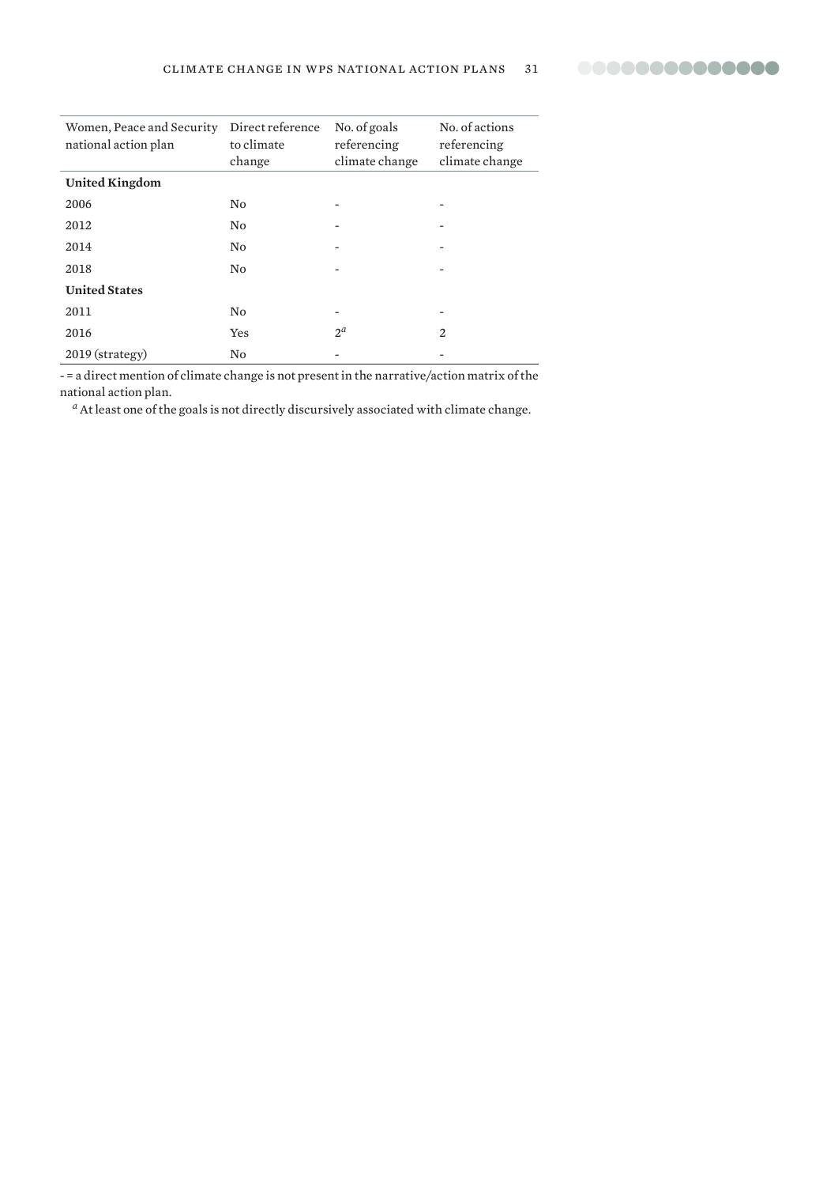| Women, Peace and Security national action plan | Direct reference to climate change | No. of goals referencing climate change | No. of actions referencing climate change |
|---|---|---|---|
| **United Kingdom** | | | |
| 2006 | No | - | - |
| 2012 | No | - | - |
| 2014 | No | - | - |
| 2018 | No | - | - |
| **United States** | | | |
| 2011 | No | - | - |
| 2016 | Yes | 2[a] | 2 |
| 2019 (strategy) | No | - | - |

- = a direct mention of climate change is not present in the narrative/action matrix of the national action plan.

[a] At least one of the goals is not directly discursively associated with climate change.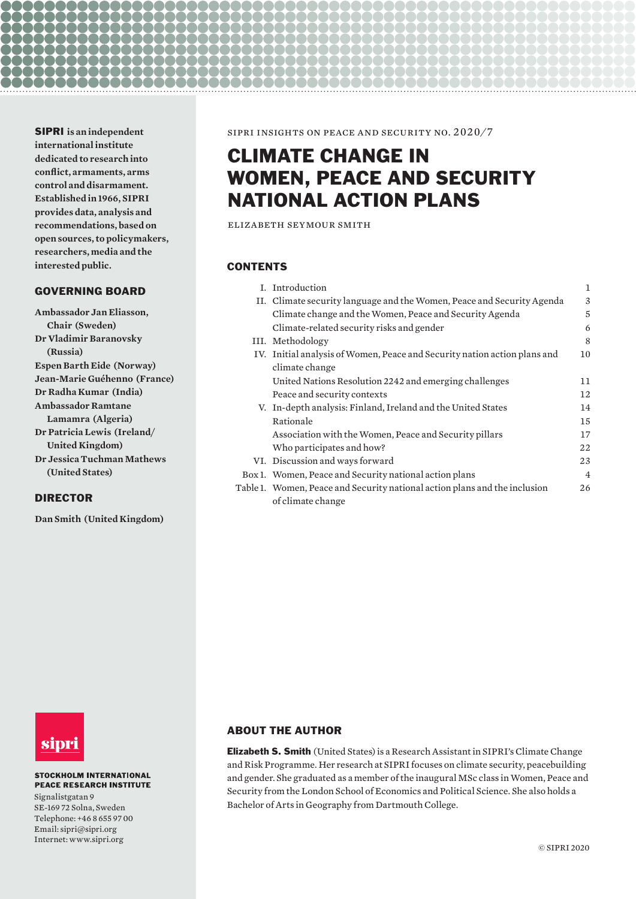**SIPRI** is an independent international institute dedicated to research into conflict, armaments, arms control and disarmament. Established in 1966, SIPRI provides data, analysis and recommendations, based on open sources, to policymakers, researchers, media and the interested public.

## GOVERNING BOARD

Ambassador Jan Eliasson, Chair (Sweden)
Dr Vladimir Baranovsky (Russia)
Espen Barth Eide (Norway)
Jean-Marie Guéhenno (France)
Dr Radha Kumar (India)
Ambassador Ramtane Lamamra (Algeria)
Dr Patricia Lewis (Ireland/United Kingdom)
Dr Jessica Tuchman Mathews (United States)

## DIRECTOR

Dan Smith (United Kingdom)

SIPRI INSIGHTS ON PEACE AND SECURITY NO. 2020/7

# CLIMATE CHANGE IN WOMEN, PEACE AND SECURITY NATIONAL ACTION PLANS

ELIZABETH SEYMOUR SMITH

## CONTENTS

| | | |
|---|---|---|
| I. | Introduction | 1 |
| II. | Climate security language and the Women, Peace and Security Agenda | 3 |
| | Climate change and the Women, Peace and Security Agenda | 5 |
| | Climate-related security risks and gender | 6 |
| III. | Methodology | 8 |
| IV. | Initial analysis of Women, Peace and Security nation action plans and climate change | 10 |
| | United Nations Resolution 2242 and emerging challenges | 11 |
| | Peace and security contexts | 12 |
| V. | In-depth analysis: Finland, Ireland and the United States | 14 |
| | Rationale | 15 |
| | Association with the Women, Peace and Security pillars | 17 |
| | Who participates and how? | 22 |
| VI. | Discussion and ways forward | 23 |
| Box 1. | Women, Peace and Security national action plans | 4 |
| Table 1. | Women, Peace and Security national action plans and the inclusion of climate change | 26 |

sipri

**STOCKHOLM INTERNATIONAL PEACE RESEARCH INSTITUTE**
Signalistgatan 9
SE-169 72 Solna, Sweden
Telephone: +46 8 655 97 00
Email: sipri@sipri.org
Internet: www.sipri.org

## ABOUT THE AUTHOR

**Elizabeth S. Smith** (United States) is a Research Assistant in SIPRI's Climate Change and Risk Programme. Her research at SIPRI focuses on climate security, peacebuilding and gender. She graduated as a member of the inaugural MSc class in Women, Peace and Security from the London School of Economics and Political Science. She also holds a Bachelor of Arts in Geography from Dartmouth College.

© SIPRI 2020